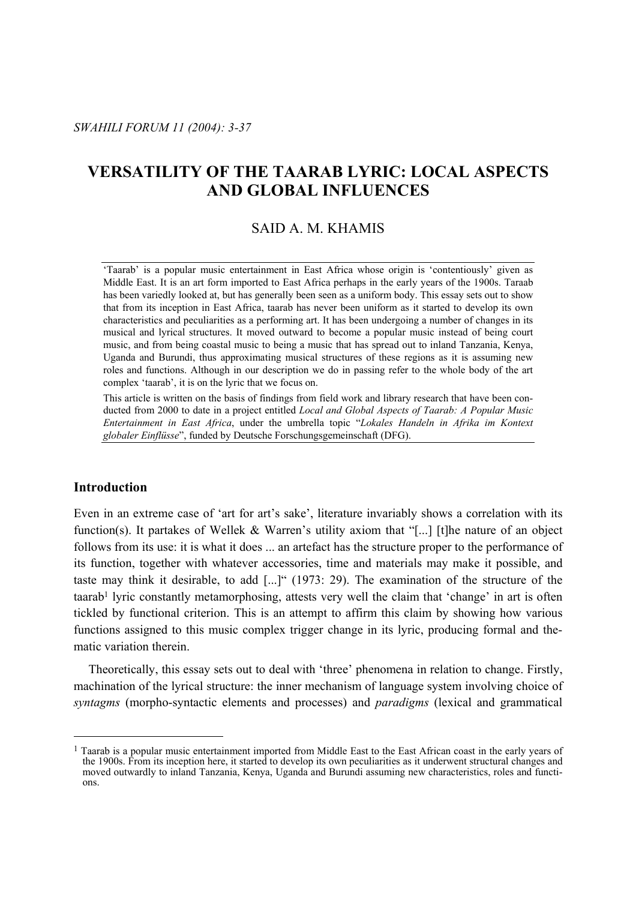# VERSATILITY OF THE TAARAB LYRIC: LOCAL ASPECTS AND GLOBAL INFLUENCES

SAID A. M. KHAMIS

'Taarab' is a popular music entertainment in East Africa whose origin is 'contentiously' given as Middle East. It is an art form imported to East Africa perhaps in the early years of the 1900s. Taraab has been variedly looked at, but has generally been seen as a uniform body. This essay sets out to show that from its inception in East Africa, taarab has never been uniform as it started to develop its own characteristics and peculiarities as a performing art. It has been undergoing a number of changes in its musical and lyrical structures. It moved outward to become a popular music instead of being court music, and from being coastal music to being a music that has spread out to inland Tanzania, Kenya, Uganda and Burundi, thus approximating musical structures of these regions as it is assuming new roles and functions. Although in our description we do in passing refer to the whole body of the art complex 'taarab', it is on the lyric that we focus on.

This article is written on the basis of findings from field work and library research that have been conducted from 2000 to date in a project entitled *Local and Global Aspects of Taarab: A Popular Music Entertainment in East Africa*, under the umbrella topic "*Lokales Handeln in Afrika im Kontext globaler Einflüsse*", funded by Deutsche Forschungsgemeinschaft (DFG).

## Introduction

Even in an extreme case of 'art for art's sake', literature invariably shows a correlation with its function(s). It partakes of Wellek & Warren's utility axiom that "[...] [t]he nature of an object follows from its use: it is what it does ... an artefact has the structure proper to the performance of its function, together with whatever accessories, time and materials may make it possible, and taste may think it desirable, to add [...]" (1973: 29). The examination of the structure of the taarab[1] lyric constantly metamorphosing, attests very well the claim that 'change' in art is often tickled by functional criterion. This is an attempt to affirm this claim by showing how various functions assigned to this music complex trigger change in its lyric, producing formal and thematic variation therein.

Theoretically, this essay sets out to deal with 'three' phenomena in relation to change. Firstly, machination of the lyrical structure: the inner mechanism of language system involving choice of *syntagms* (morpho-syntactic elements and processes) and *paradigms* (lexical and grammatical

[1] Taarab is a popular music entertainment imported from Middle East to the East African coast in the early years of the 1900s. From its inception here, it started to develop its own peculiarities as it underwent structural changes and moved outwardly to inland Tanzania, Kenya, Uganda and Burundi assuming new characteristics, roles and functions.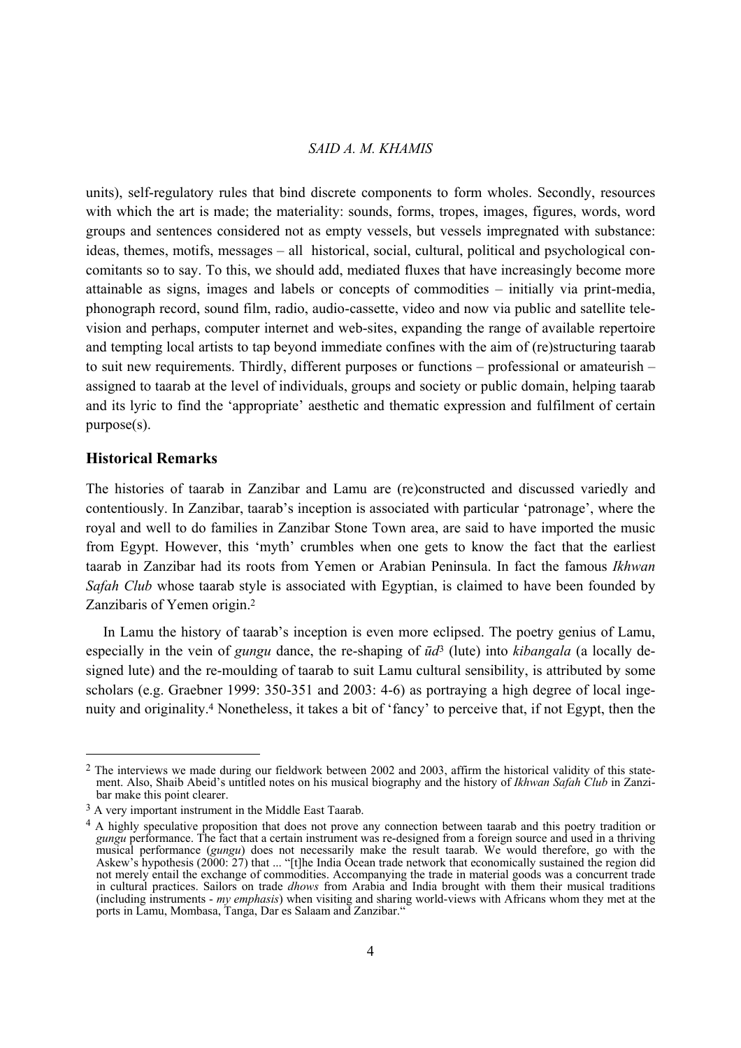units), self-regulatory rules that bind discrete components to form wholes. Secondly, resources with which the art is made; the materiality: sounds, forms, tropes, images, figures, words, word groups and sentences considered not as empty vessels, but vessels impregnated with substance: ideas, themes, motifs, messages – all historical, social, cultural, political and psychological concomitants so to say. To this, we should add, mediated fluxes that have increasingly become more attainable as signs, images and labels or concepts of commodities – initially via print-media, phonograph record, sound film, radio, audio-cassette, video and now via public and satellite television and perhaps, computer internet and web-sites, expanding the range of available repertoire and tempting local artists to tap beyond immediate confines with the aim of (re)structuring taarab to suit new requirements. Thirdly, different purposes or functions – professional or amateurish – assigned to taarab at the level of individuals, groups and society or public domain, helping taarab and its lyric to find the 'appropriate' aesthetic and thematic expression and fulfilment of certain purpose(s).

## Historical Remarks

The histories of taarab in Zanzibar and Lamu are (re)constructed and discussed variedly and contentiously. In Zanzibar, taarab's inception is associated with particular 'patronage', where the royal and well to do families in Zanzibar Stone Town area, are said to have imported the music from Egypt. However, this 'myth' crumbles when one gets to know the fact that the earliest taarab in Zanzibar had its roots from Yemen or Arabian Peninsula. In fact the famous *Ikhwan Safah Club* whose taarab style is associated with Egyptian, is claimed to have been founded by Zanzibaris of Yemen origin.[2]

In Lamu the history of taarab's inception is even more eclipsed. The poetry genius of Lamu, especially in the vein of *gungu* dance, the re-shaping of *ūd*[3] (lute) into *kibangala* (a locally designed lute) and the re-moulding of taarab to suit Lamu cultural sensibility, is attributed by some scholars (e.g. Graebner 1999: 350-351 and 2003: 4-6) as portraying a high degree of local ingenuity and originality.[4] Nonetheless, it takes a bit of 'fancy' to perceive that, if not Egypt, then the

[2] The interviews we made during our fieldwork between 2002 and 2003, affirm the historical validity of this statement. Also, Shaib Abeid's untitled notes on his musical biography and the history of *Ikhwan Safah Club* in Zanzibar make this point clearer.

[3] A very important instrument in the Middle East Taarab.

[4] A highly speculative proposition that does not prove any connection between taarab and this poetry tradition or *gungu* performance. The fact that a certain instrument was re-designed from a foreign source and used in a thriving musical performance (*gungu*) does not necessarily make the result taarab. We would therefore, go with the Askew's hypothesis (2000: 27) that ... "[t]he India Ocean trade network that economically sustained the region did not merely entail the exchange of commodities. Accompanying the trade in material goods was a concurrent trade in cultural practices. Sailors on trade *dhows* from Arabia and India brought with them their musical traditions (including instruments - *my emphasis*) when visiting and sharing world-views with Africans whom they met at the ports in Lamu, Mombasa, Tanga, Dar es Salaam and Zanzibar."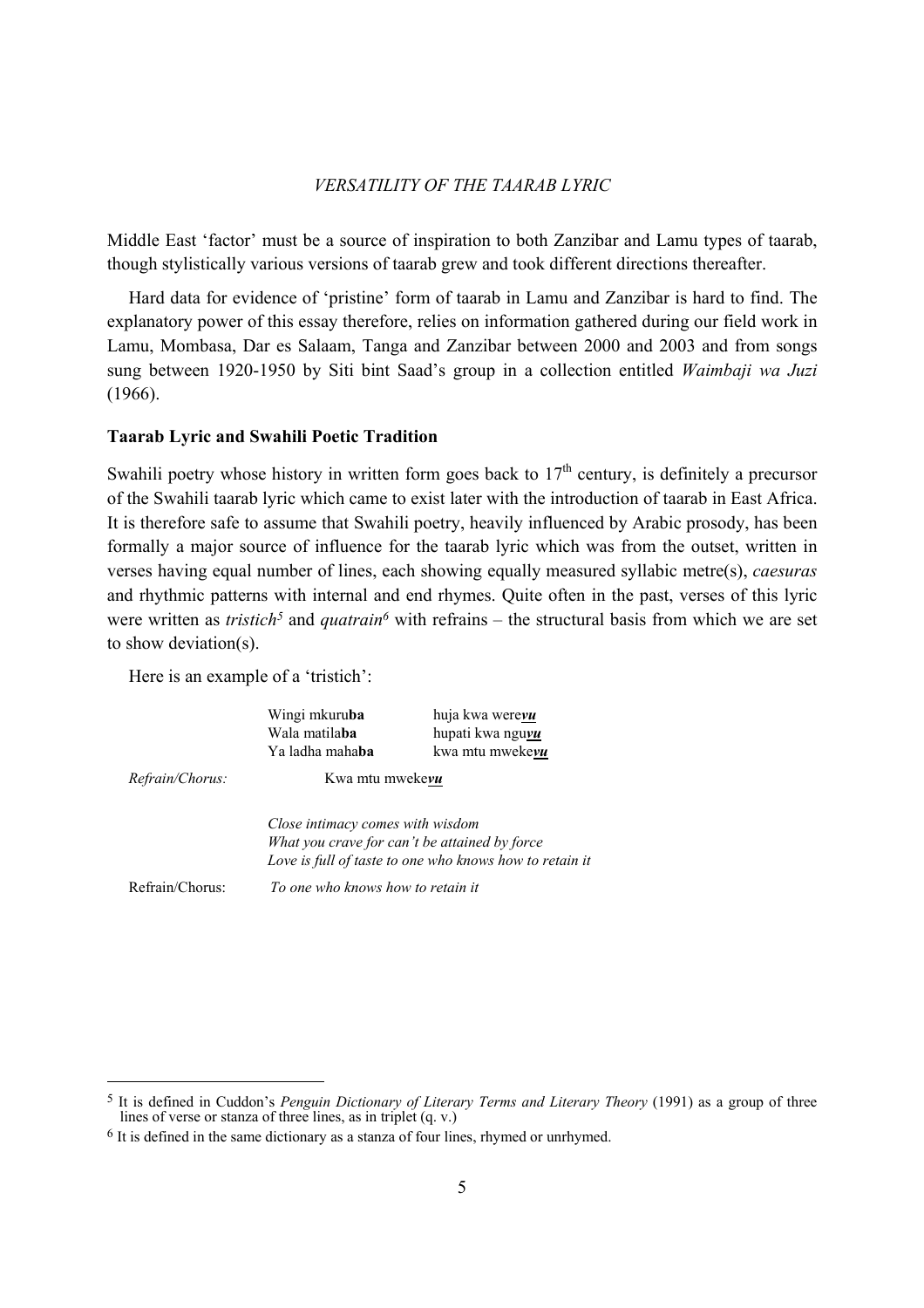Middle East 'factor' must be a source of inspiration to both Zanzibar and Lamu types of taarab, though stylistically various versions of taarab grew and took different directions thereafter.

Hard data for evidence of 'pristine' form of taarab in Lamu and Zanzibar is hard to find. The explanatory power of this essay therefore, relies on information gathered during our field work in Lamu, Mombasa, Dar es Salaam, Tanga and Zanzibar between 2000 and 2003 and from songs sung between 1920-1950 by Siti bint Saad's group in a collection entitled *Waimbaji wa Juzi* (1966).

## Taarab Lyric and Swahili Poetic Tradition

Swahili poetry whose history in written form goes back to 17th century, is definitely a precursor of the Swahili taarab lyric which came to exist later with the introduction of taarab in East Africa. It is therefore safe to assume that Swahili poetry, heavily influenced by Arabic prosody, has been formally a major source of influence for the taarab lyric which was from the outset, written in verses having equal number of lines, each showing equally measured syllabic metre(s), *caesuras* and rhythmic patterns with internal and end rhymes. Quite often in the past, verses of this lyric were written as *tristich*[5] and *quatrain*[6] with refrains – the structural basis from which we are set to show deviation(s).

Here is an example of a 'tristich':

Wingi mkuru**ba** huja kwa were***vu***
Wala matila**ba** hupati kwa ngu***vu***
Ya ladha maha**ba** kwa mtu mweke***vu***

*Refrain/Chorus:* Kwa mtu mweke***vu***

*Close intimacy comes with wisdom*
*What you crave for can't be attained by force*
*Love is full of taste to one who knows how to retain it*

Refrain/Chorus: *To one who knows how to retain it*

---

[5] It is defined in Cuddon's *Penguin Dictionary of Literary Terms and Literary Theory* (1991) as a group of three lines of verse or stanza of three lines, as in triplet (q. v.)

[6] It is defined in the same dictionary as a stanza of four lines, rhymed or unrhymed.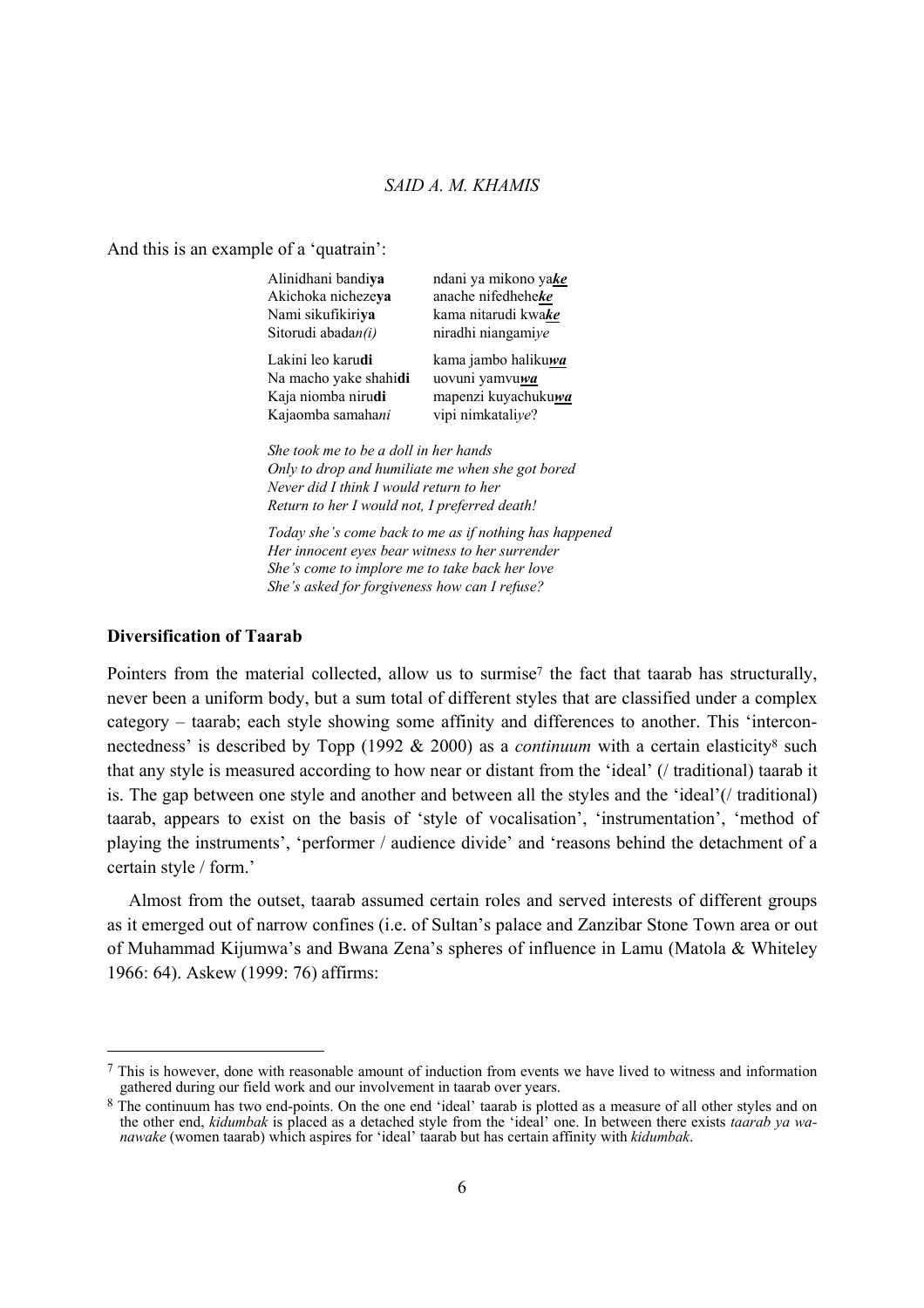And this is an example of a 'quatrain':

| | |
|---|---|
| Alinidhani bandi**ya** | ndani ya mikono ya***ke*** |
| Akichoka nichezе**ya** | anache nifedhehe***ke*** |
| Nami sikufikiri**ya** | kama nitarudi kwa***ke*** |
| Sitorudi abada*n(i)* | niradhi niangami*ye* |
| Lakini leo karu**di** | kama jambo haliku***wa*** |
| Na macho yake shahi**di** | uovuni yamvu***wa*** |
| Kaja niomba niru**di** | mapenzi kuyachuku***wa*** |
| Kajaomba samaha*ni* | vipi nimkatali*ye*? |

*She took me to be a doll in her hands*
*Only to drop and humiliate me when she got bored*
*Never did I think I would return to her*
*Return to her I would not, I preferred death!*

*Today she's come back to me as if nothing has happened*
*Her innocent eyes bear witness to her surrender*
*She's come to implore me to take back her love*
*She's asked for forgiveness how can I refuse?*

## Diversification of Taarab

Pointers from the material collected, allow us to surmise[7] the fact that taarab has structurally, never been a uniform body, but a sum total of different styles that are classified under a complex category – taarab; each style showing some affinity and differences to another. This 'interconnectedness' is described by Topp (1992 & 2000) as a *continuum* with a certain elasticity[8] such that any style is measured according to how near or distant from the 'ideal' (/ traditional) taarab it is. The gap between one style and another and between all the styles and the 'ideal'(/ traditional) taarab, appears to exist on the basis of 'style of vocalisation', 'instrumentation', 'method of playing the instruments', 'performer / audience divide' and 'reasons behind the detachment of a certain style / form.'

Almost from the outset, taarab assumed certain roles and served interests of different groups as it emerged out of narrow confines (i.e. of Sultan's palace and Zanzibar Stone Town area or out of Muhammad Kijumwa's and Bwana Zena's spheres of influence in Lamu (Matola & Whiteley 1966: 64). Askew (1999: 76) affirms:

---

[7] This is however, done with reasonable amount of induction from events we have lived to witness and information gathered during our field work and our involvement in taarab over years.

[8] The continuum has two end-points. On the one end 'ideal' taarab is plotted as a measure of all other styles and on the other end, *kidumbak* is placed as a detached style from the 'ideal' one. In between there exists *taarab ya wanawake* (women taarab) which aspires for 'ideal' taarab but has certain affinity with *kidumbak*.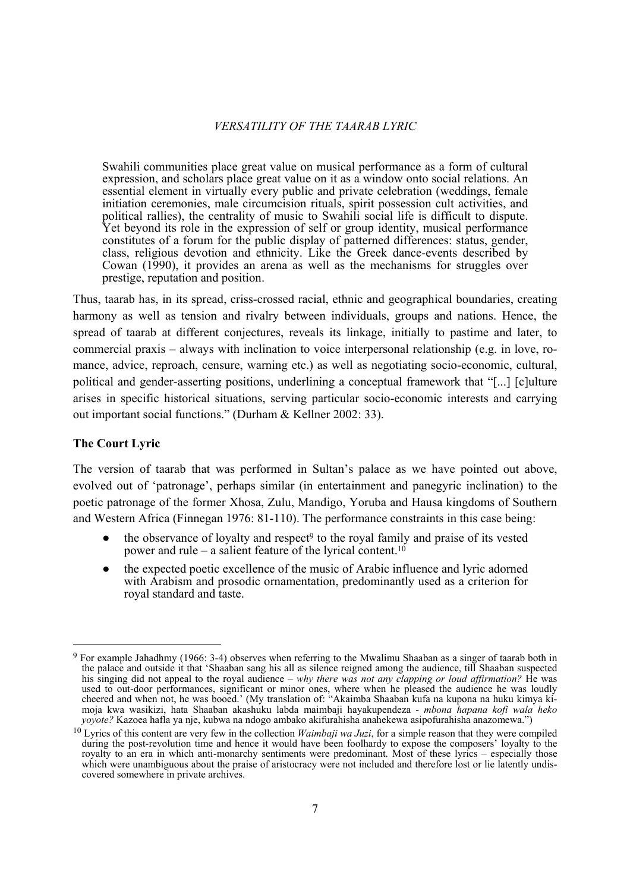> Swahili communities place great value on musical performance as a form of cultural expression, and scholars place great value on it as a window onto social relations. An essential element in virtually every public and private celebration (weddings, female initiation ceremonies, male circumcision rituals, spirit possession cult activities, and political rallies), the centrality of music to Swahili social life is difficult to dispute. Yet beyond its role in the expression of self or group identity, musical performance constitutes of a forum for the public display of patterned differences: status, gender, class, religious devotion and ethnicity. Like the Greek dance-events described by Cowan (1990), it provides an arena as well as the mechanisms for struggles over prestige, reputation and position.

Thus, taarab has, in its spread, criss-crossed racial, ethnic and geographical boundaries, creating harmony as well as tension and rivalry between individuals, groups and nations. Hence, the spread of taarab at different conjectures, reveals its linkage, initially to pastime and later, to commercial praxis – always with inclination to voice interpersonal relationship (e.g. in love, romance, advice, reproach, censure, warning etc.) as well as negotiating socio-economic, cultural, political and gender-asserting positions, underlining a conceptual framework that "[...] [c]ulture arises in specific historical situations, serving particular socio-economic interests and carrying out important social functions." (Durham & Kellner 2002: 33).

### The Court Lyric

The version of taarab that was performed in Sultan's palace as we have pointed out above, evolved out of 'patronage', perhaps similar (in entertainment and panegyric inclination) to the poetic patronage of the former Xhosa, Zulu, Mandigo, Yoruba and Hausa kingdoms of Southern and Western Africa (Finnegan 1976: 81-110). The performance constraints in this case being:

- the observance of loyalty and respect[9] to the royal family and praise of its vested power and rule – a salient feature of the lyrical content.[10]
- the expected poetic excellence of the music of Arabic influence and lyric adorned with Arabism and prosodic ornamentation, predominantly used as a criterion for royal standard and taste.

---

[9] For example Jahadhmy (1966: 3-4) observes when referring to the Mwalimu Shaaban as a singer of taarab both in the palace and outside it that 'Shaaban sang his all as silence reigned among the audience, till Shaaban suspected his singing did not appeal to the royal audience – *why there was not any clapping or loud affirmation?* He was used to out-door performances, significant or minor ones, where when he pleased the audience he was loudly cheered and when not, he was booed.' (My translation of: "Akaimba Shaaban kufa na kupona na huku kimya kimoja kwa wasikizi, hata Shaaban akashuku labda maimbaji hayakupendeza - *mbona hapana kofi wala heko yoyote?* Kazoea hafla ya nje, kubwa na ndogo ambako akifurahisha anahekewa asipofurahisha anazomewa.")

[10] Lyrics of this content are very few in the collection *Waimbaji wa Juzi*, for a simple reason that they were compiled during the post-revolution time and hence it would have been foolhardy to expose the composers' loyalty to the royalty to an era in which anti-monarchy sentiments were predominant. Most of these lyrics – especially those which were unambiguous about the praise of aristocracy were not included and therefore lost or lie latently undiscovered somewhere in private archives.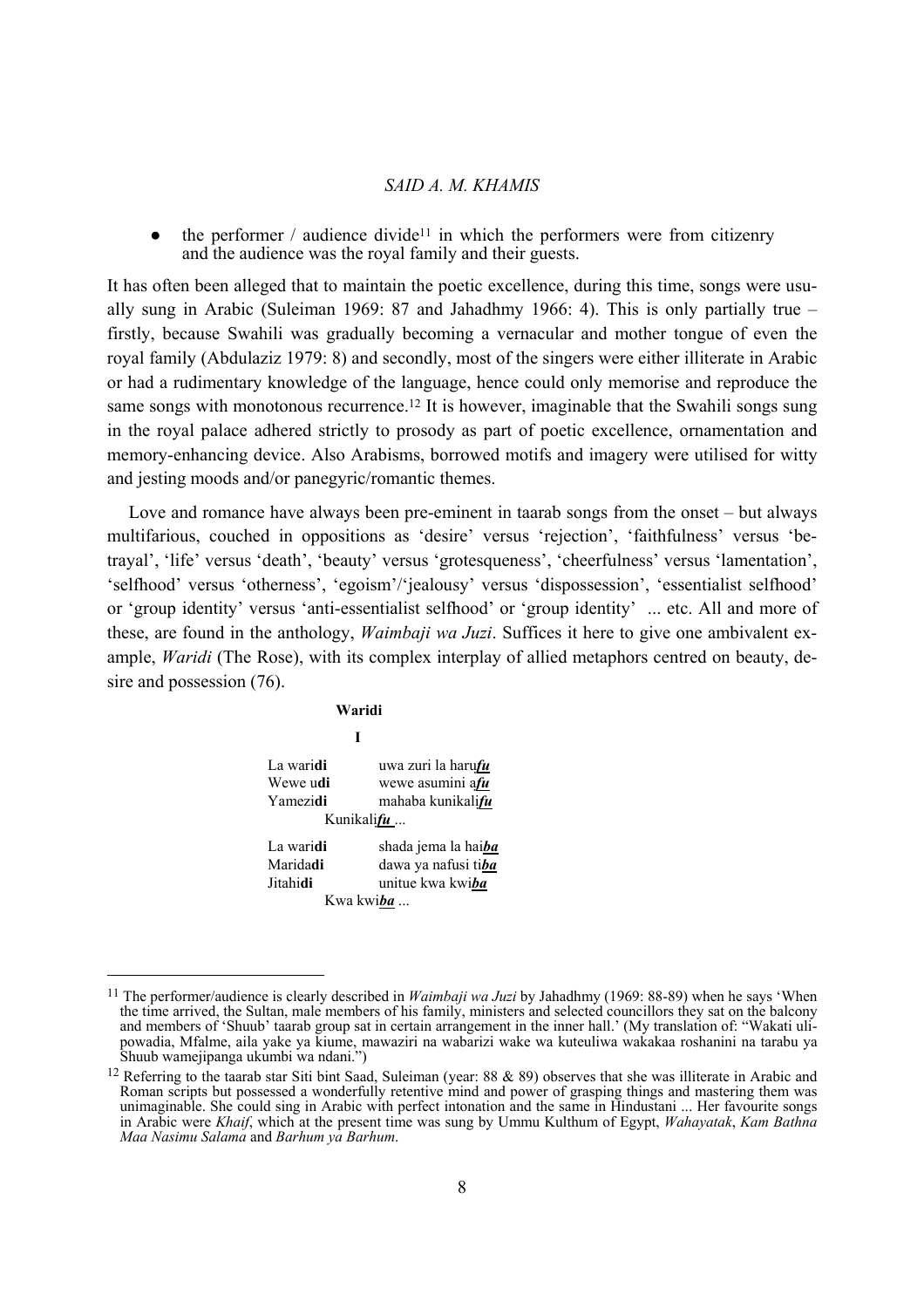- the performer / audience divide[11] in which the performers were from citizenry and the audience was the royal family and their guests.

It has often been alleged that to maintain the poetic excellence, during this time, songs were usually sung in Arabic (Suleiman 1969: 87 and Jahadhmy 1966: 4). This is only partially true – firstly, because Swahili was gradually becoming a vernacular and mother tongue of even the royal family (Abdulaziz 1979: 8) and secondly, most of the singers were either illiterate in Arabic or had a rudimentary knowledge of the language, hence could only memorise and reproduce the same songs with monotonous recurrence.[12] It is however, imaginable that the Swahili songs sung in the royal palace adhered strictly to prosody as part of poetic excellence, ornamentation and memory-enhancing device. Also Arabisms, borrowed motifs and imagery were utilised for witty and jesting moods and/or panegyric/romantic themes.

Love and romance have always been pre-eminent in taarab songs from the onset – but always multifarious, couched in oppositions as 'desire' versus 'rejection', 'faithfulness' versus 'betrayal', 'life' versus 'death', 'beauty' versus 'grotesqueness', 'cheerfulness' versus 'lamentation', 'selfhood' versus 'otherness', 'egoism'/'jealousy' versus 'dispossession', 'essentialist selfhood' or 'group identity' versus 'anti-essentialist selfhood' or 'group identity' ... etc. All and more of these, are found in the anthology, *Waimbaji wa Juzi*. Suffices it here to give one ambivalent example, *Waridi* (The Rose), with its complex interplay of allied metaphors centred on beauty, desire and possession (76).

**Waridi**

**I**

La wari**di** uwa zuri la haru***fu***
Wewe u**di** wewe asumini a***fu***
Yamezi**di** mahaba kunikali***fu***
Kunikali***fu*** ...

La wari**di** shada jema la hai***ba***
Marida**di** dawa ya nafusi ti***ba***
Jitahi**di** unitue kwa kwi***ba***
Kwa kwi***ba*** ...

---

[11] The performer/audience is clearly described in *Waimbaji wa Juzi* by Jahadhmy (1969: 88-89) when he says 'When the time arrived, the Sultan, male members of his family, ministers and selected councillors they sat on the balcony and members of 'Shuub' taarab group sat in certain arrangement in the inner hall.' (My translation of: "Wakati ulipowadia, Mfalme, aila yake ya kiume, mawaziri na wabarizi wake wa kuteuliwa wakakaa roshanini na tarabu ya Shuub wamejipanga ukumbi wa ndani.")

[12] Referring to the taarab star Siti bint Saad, Suleiman (year: 88 & 89) observes that she was illiterate in Arabic and Roman scripts but possessed a wonderfully retentive mind and power of grasping things and mastering them was unimaginable. She could sing in Arabic with perfect intonation and the same in Hindustani ... Her favourite songs in Arabic were *Khaif*, which at the present time was sung by Ummu Kulthum of Egypt, *Wahayatak*, *Kam Bathna Maa Nasimu Salama* and *Barhum ya Barhum*.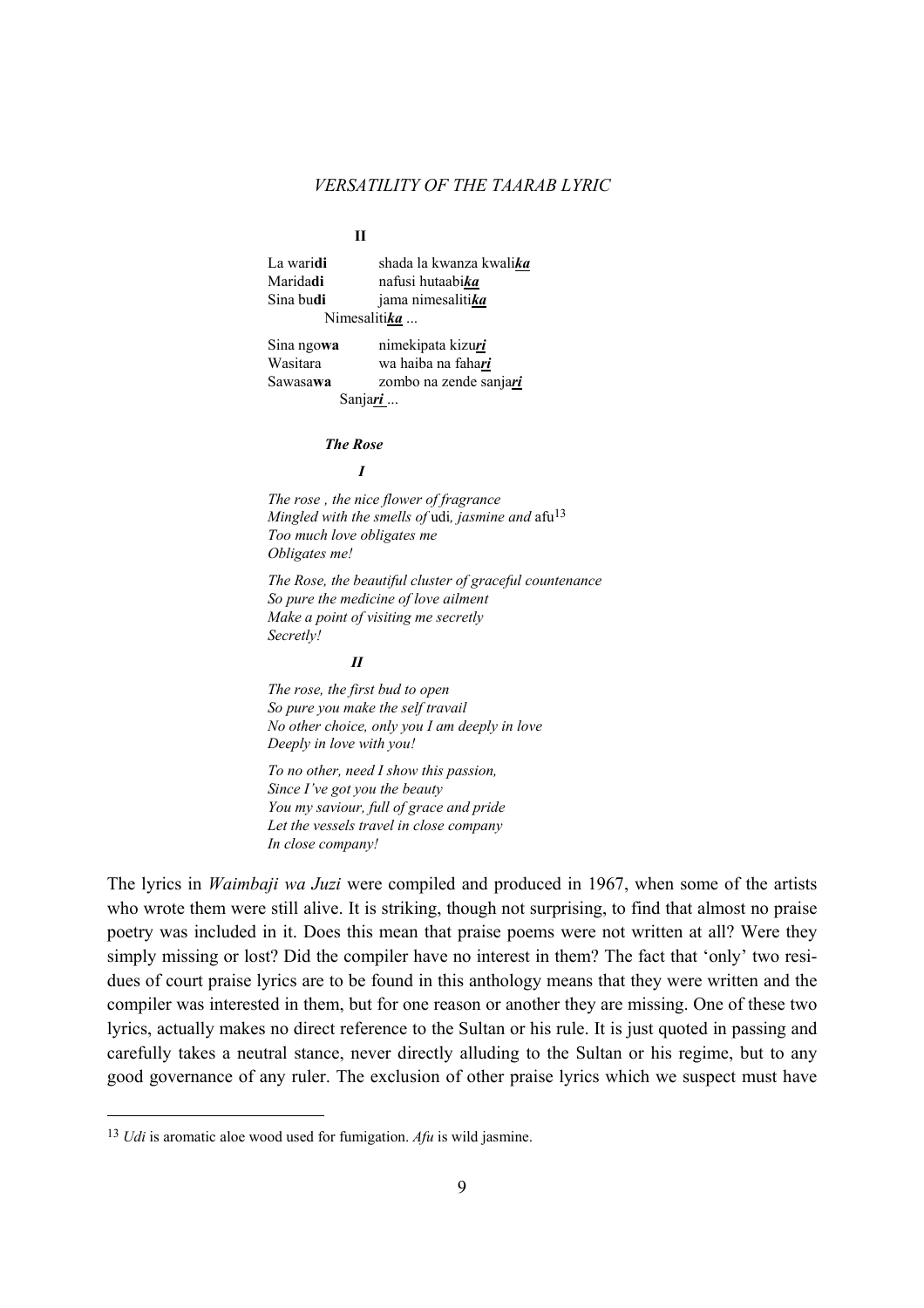**II**

La wari**di** shada la kwanza kwali***ka***
Marida**di** nafusi hutaabi***ka***
Sina bu**di** jama nimesaliti***ka***
Nimesaliti***ka*** ...

Sina ngo**wa** nimekipata kizu***ri***
Wasitara wa haiba na faha***ri***
Sawasa**wa** zombo na zende sanja***ri***
Sanja***ri*** ...

***The Rose***

***I***

*The rose , the nice flower of fragrance*
*Mingled with the smells of* udi*, jasmine and* afu[13]
*Too much love obligates me*
*Obligates me!*

*The Rose, the beautiful cluster of graceful countenance*
*So pure the medicine of love ailment*
*Make a point of visiting me secretly*
*Secretly!*

***II***

*The rose, the first bud to open*
*So pure you make the self travail*
*No other choice, only you I am deeply in love*
*Deeply in love with you!*

*To no other, need I show this passion,*
*Since I've got you the beauty*
*You my saviour, full of grace and pride*
*Let the vessels travel in close company*
*In close company!*

The lyrics in *Waimbaji wa Juzi* were compiled and produced in 1967, when some of the artists who wrote them were still alive. It is striking, though not surprising, to find that almost no praise poetry was included in it. Does this mean that praise poems were not written at all? Were they simply missing or lost? Did the compiler have no interest in them? The fact that 'only' two residues of court praise lyrics are to be found in this anthology means that they were written and the compiler was interested in them, but for one reason or another they are missing. One of these two lyrics, actually makes no direct reference to the Sultan or his rule. It is just quoted in passing and carefully takes a neutral stance, never directly alluding to the Sultan or his regime, but to any good governance of any ruler. The exclusion of other praise lyrics which we suspect must have

[13] *Udi* is aromatic aloe wood used for fumigation. *Afu* is wild jasmine.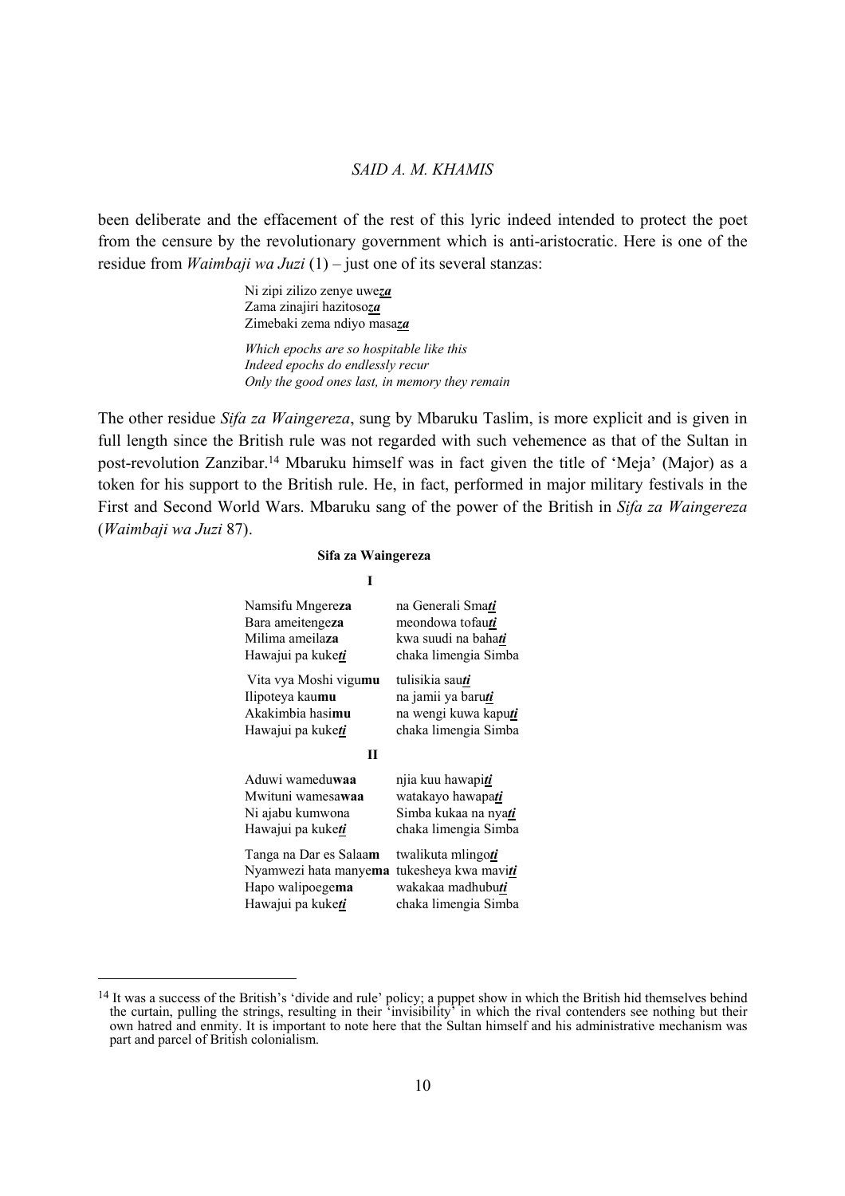been deliberate and the effacement of the rest of this lyric indeed intended to protect the poet from the censure by the revolutionary government which is anti-aristocratic. Here is one of the residue from *Waimbaji wa Juzi* (1) – just one of its several stanzas:

> Ni zipi zilizo zenye uwe***za***
> Zama zinajiri hazitoso***za***
> Zimebaki zema ndiyo masa***za***
>
> *Which epochs are so hospitable like this*
> *Indeed epochs do endlessly recur*
> *Only the good ones last, in memory they remain*

The other residue *Sifa za Waingereza*, sung by Mbaruku Taslim, is more explicit and is given in full length since the British rule was not regarded with such vehemence as that of the Sultan in post-revolution Zanzibar.[14] Mbaruku himself was in fact given the title of 'Meja' (Major) as a token for his support to the British rule. He, in fact, performed in major military festivals in the First and Second World Wars. Mbaruku sang of the power of the British in *Sifa za Waingereza* (*Waimbaji wa Juzi* 87).

**Sifa za Waingereza**

**I**

| | |
|---|---|
| Namsifu Mngere**za** | na Generali Sma***ti*** |
| Bara ameitenge**za** | meondowa tofau***ti*** |
| Milima ameila**za** | kwa suudi na baha***ti*** |
| Hawajui pa kuke***ti*** | chaka limengia Simba |
| | |
| Vita vya Moshi vigu**mu** | tulisikia sau***ti*** |
| Ilipoteya kau**mu** | na jamii ya baru***ti*** |
| Akakimbia hasi**mu** | na wengi kuwa kapu***ti*** |
| Hawajui pa kuke***ti*** | chaka limengia Simba |

**II**

| | |
|---|---|
| Aduwi wamedu**waa** | njia kuu hawapi***ti*** |
| Mwituni wamesa**waa** | watakayo hawapa***ti*** |
| Ni ajabu kumwona | Simba kukaa na nya***ti*** |
| Hawajui pa kuke***ti*** | chaka limengia Simba |
| | |
| Tanga na Dar es Salaa**m** | twalikuta mlingo***ti*** |
| Nyamwezi hata manye**ma** | tukesheya kwa mavi***ti*** |
| Hapo walipoege**ma** | wakakaa madhubu***ti*** |
| Hawajui pa kuke***ti*** | chaka limengia Simba |

[14] It was a success of the British's 'divide and rule' policy; a puppet show in which the British hid themselves behind the curtain, pulling the strings, resulting in their 'invisibility' in which the rival contenders see nothing but their own hatred and enmity. It is important to note here that the Sultan himself and his administrative mechanism was part and parcel of British colonialism.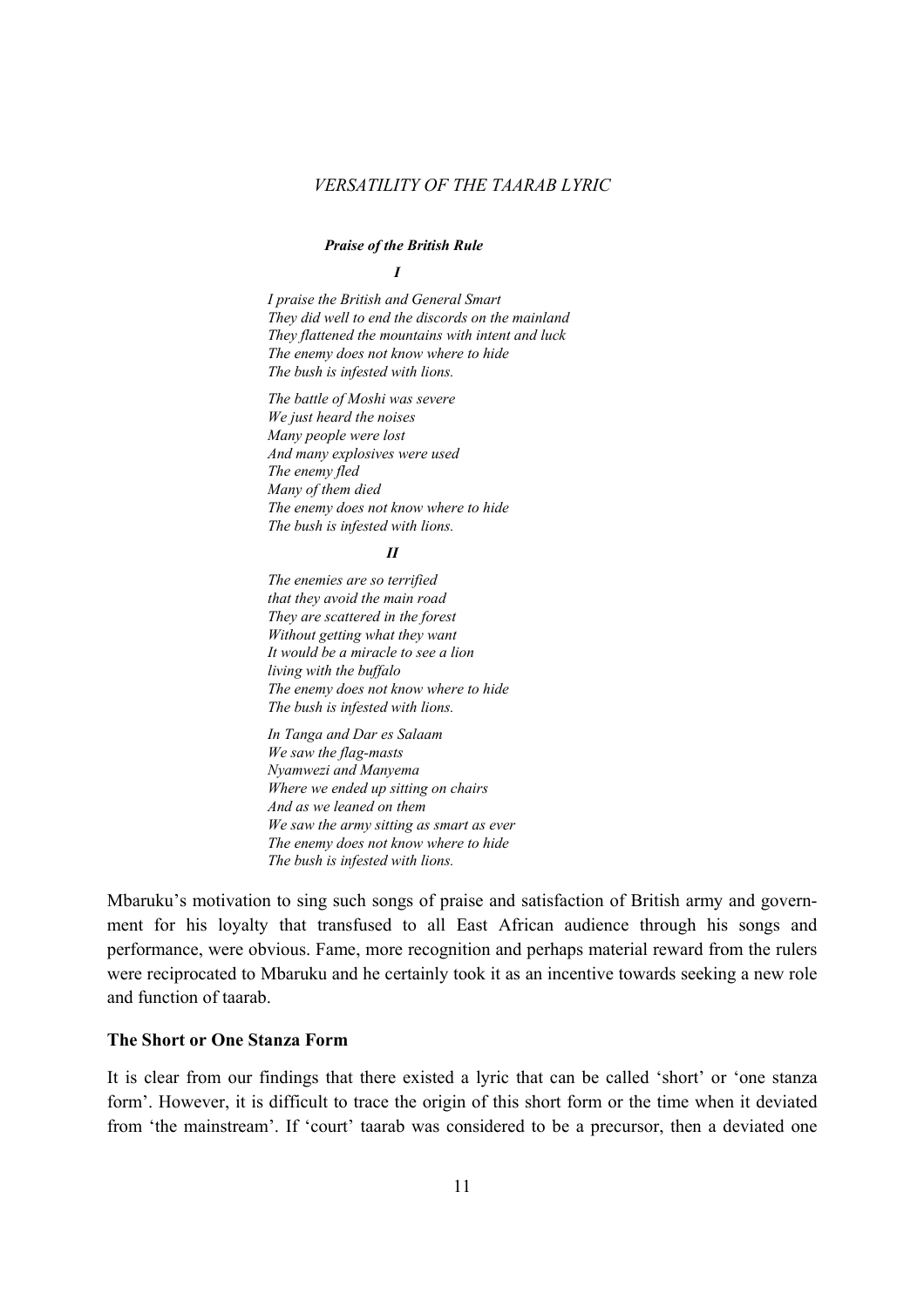***Praise of the British Rule***

***I***

*I praise the British and General Smart*
*They did well to end the discords on the mainland*
*They flattened the mountains with intent and luck*
*The enemy does not know where to hide*
*The bush is infested with lions.*

*The battle of Moshi was severe*
*We just heard the noises*
*Many people were lost*
*And many explosives were used*
*The enemy fled*
*Many of them died*
*The enemy does not know where to hide*
*The bush is infested with lions.*

***II***

*The enemies are so terrified*
*that they avoid the main road*
*They are scattered in the forest*
*Without getting what they want*
*It would be a miracle to see a lion*
*living with the buffalo*
*The enemy does not know where to hide*
*The bush is infested with lions.*

*In Tanga and Dar es Salaam*
*We saw the flag-masts*
*Nyamwezi and Manyema*
*Where we ended up sitting on chairs*
*And as we leaned on them*
*We saw the army sitting as smart as ever*
*The enemy does not know where to hide*
*The bush is infested with lions.*

Mbaruku's motivation to sing such songs of praise and satisfaction of British army and government for his loyalty that transfused to all East African audience through his songs and performance, were obvious. Fame, more recognition and perhaps material reward from the rulers were reciprocated to Mbaruku and he certainly took it as an incentive towards seeking a new role and function of taarab.

### The Short or One Stanza Form

It is clear from our findings that there existed a lyric that can be called 'short' or 'one stanza form'. However, it is difficult to trace the origin of this short form or the time when it deviated from 'the mainstream'. If 'court' taarab was considered to be a precursor, then a deviated one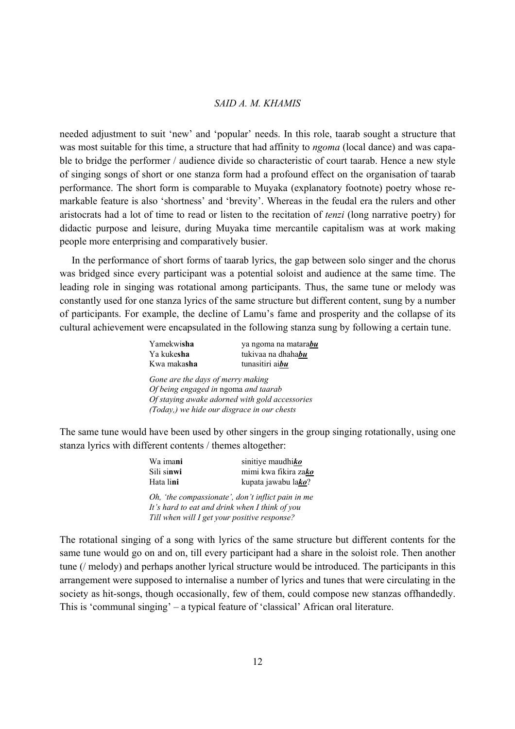needed adjustment to suit 'new' and 'popular' needs. In this role, taarab sought a structure that was most suitable for this time, a structure that had affinity to *ngoma* (local dance) and was capable to bridge the performer / audience divide so characteristic of court taarab. Hence a new style of singing songs of short or one stanza form had a profound effect on the organisation of taarab performance. The short form is comparable to Muyaka (explanatory footnote) poetry whose remarkable feature is also 'shortness' and 'brevity'. Whereas in the feudal era the rulers and other aristocrats had a lot of time to read or listen to the recitation of *tenzi* (long narrative poetry) for didactic purpose and leisure, during Muyaka time mercantile capitalism was at work making people more enterprising and comparatively busier.

In the performance of short forms of taarab lyrics, the gap between solo singer and the chorus was bridged since every participant was a potential soloist and audience at the same time. The leading role in singing was rotational among participants. Thus, the same tune or melody was constantly used for one stanza lyrics of the same structure but different content, sung by a number of participants. For example, the decline of Lamu's fame and prosperity and the collapse of its cultural achievement were encapsulated in the following stanza sung by following a certain tune.

| | |
|---|---|
| Yamekwi**sha** | ya ngoma na matara***bu*** |
| Ya kuke**sha** | tukivaa na dhaha***bu*** |
| Kwa maka**sha** | tunasitiri ai***bu*** |

*Gone are the days of merry making*
*Of being engaged in* ngoma *and taarab*
*Of staying awake adorned with gold accessories*
*(Today,) we hide our disgrace in our chests*

The same tune would have been used by other singers in the group singing rotationally, using one stanza lyrics with different contents / themes altogether:

| | |
|---|---|
| Wa ima**ni** | sinitiye maudhi***ko*** |
| Sili si**nwi** | mimi kwa fikira za***ko*** |
| Hata li**ni** | kupata jawabu la***ko***? |

*Oh, 'the compassionate', don't inflict pain in me*
*It's hard to eat and drink when I think of you*
*Till when will I get your positive response?*

The rotational singing of a song with lyrics of the same structure but different contents for the same tune would go on and on, till every participant had a share in the soloist role. Then another tune (/ melody) and perhaps another lyrical structure would be introduced. The participants in this arrangement were supposed to internalise a number of lyrics and tunes that were circulating in the society as hit-songs, though occasionally, few of them, could compose new stanzas offhandedly. This is 'communal singing' – a typical feature of 'classical' African oral literature.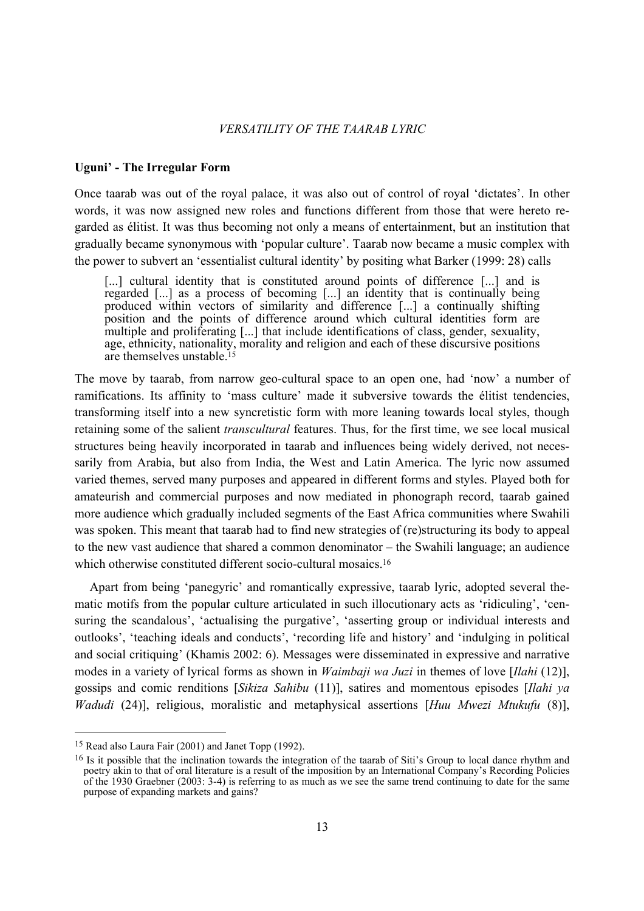**Uguni' - The Irregular Form**

Once taarab was out of the royal palace, it was also out of control of royal 'dictates'. In other words, it was now assigned new roles and functions different from those that were hereto regarded as élitist. It was thus becoming not only a means of entertainment, but an institution that gradually became synonymous with 'popular culture'. Taarab now became a music complex with the power to subvert an 'essentialist cultural identity' by positing what Barker (1999: 28) calls

> [...] cultural identity that is constituted around points of difference [...] and is regarded [...] as a process of becoming [...] an identity that is continually being produced within vectors of similarity and difference [...] a continually shifting position and the points of difference around which cultural identities form are multiple and proliferating [...] that include identifications of class, gender, sexuality, age, ethnicity, nationality, morality and religion and each of these discursive positions are themselves unstable.[15]

The move by taarab, from narrow geo-cultural space to an open one, had 'now' a number of ramifications. Its affinity to 'mass culture' made it subversive towards the élitist tendencies, transforming itself into a new syncretistic form with more leaning towards local styles, though retaining some of the salient *transcultural* features. Thus, for the first time, we see local musical structures being heavily incorporated in taarab and influences being widely derived, not necessarily from Arabia, but also from India, the West and Latin America. The lyric now assumed varied themes, served many purposes and appeared in different forms and styles. Played both for amateurish and commercial purposes and now mediated in phonograph record, taarab gained more audience which gradually included segments of the East Africa communities where Swahili was spoken. This meant that taarab had to find new strategies of (re)structuring its body to appeal to the new vast audience that shared a common denominator – the Swahili language; an audience which otherwise constituted different socio-cultural mosaics.[16]

Apart from being 'panegyric' and romantically expressive, taarab lyric, adopted several thematic motifs from the popular culture articulated in such illocutionary acts as 'ridiculing', 'censuring the scandalous', 'actualising the purgative', 'asserting group or individual interests and outlooks', 'teaching ideals and conducts', 'recording life and history' and 'indulging in political and social critiquing' (Khamis 2002: 6). Messages were disseminated in expressive and narrative modes in a variety of lyrical forms as shown in *Waimbaji wa Juzi* in themes of love [*Ilahi* (12)], gossips and comic renditions [*Sikiza Sahibu* (11)], satires and momentous episodes [*Ilahi ya Wadudi* (24)], religious, moralistic and metaphysical assertions [*Huu Mwezi Mtukufu* (8)],

---

[15] Read also Laura Fair (2001) and Janet Topp (1992).

[16] Is it possible that the inclination towards the integration of the taarab of Siti's Group to local dance rhythm and poetry akin to that of oral literature is a result of the imposition by an International Company's Recording Policies of the 1930 Graebner (2003: 3-4) is referring to as much as we see the same trend continuing to date for the same purpose of expanding markets and gains?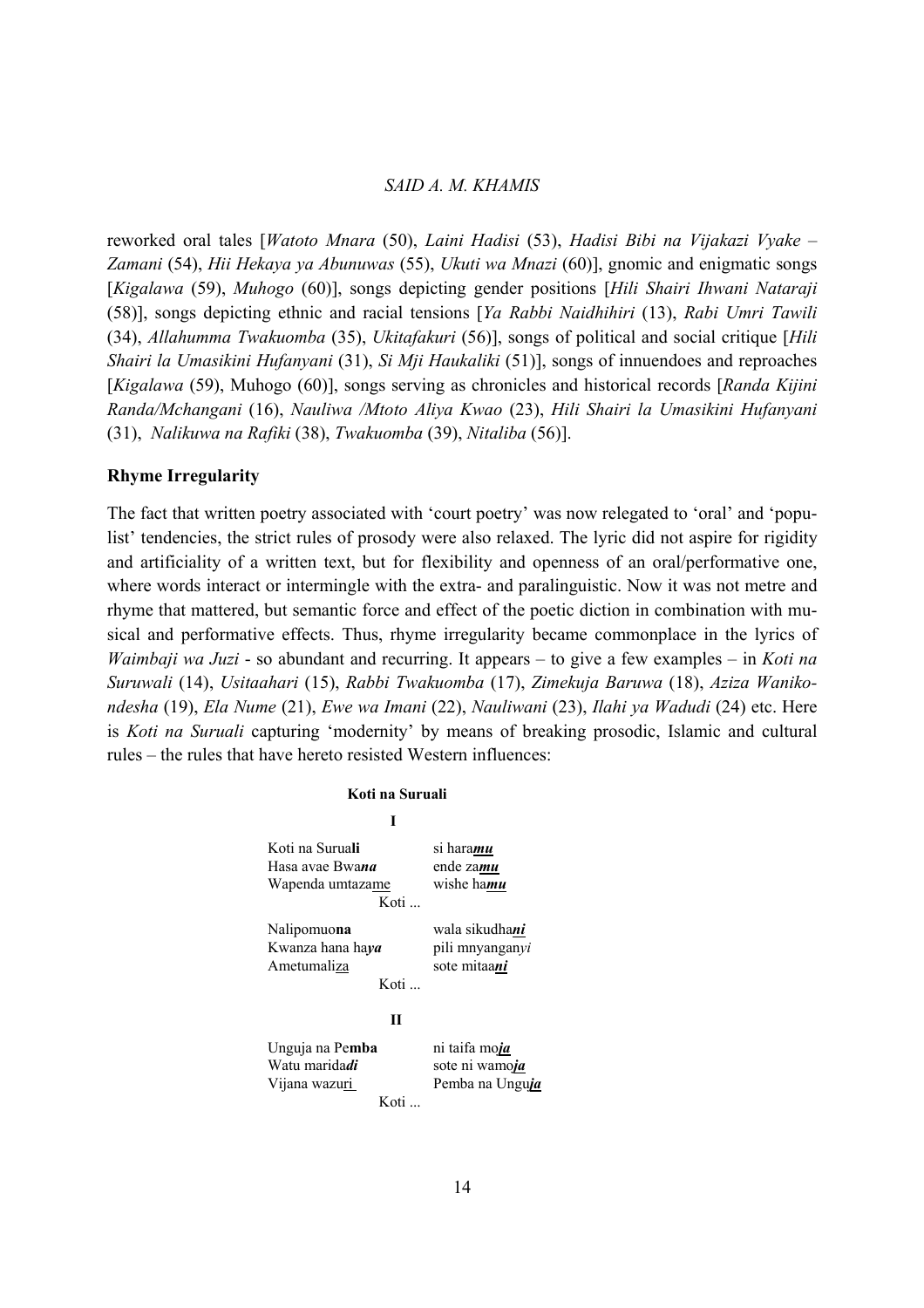reworked oral tales [*Watoto Mnara* (50), *Laini Hadisi* (53), *Hadisi Bibi na Vijakazi Vyake – Zamani* (54), *Hii Hekaya ya Abunuwas* (55), *Ukuti wa Mnazi* (60)], gnomic and enigmatic songs [*Kigalawa* (59), *Muhogo* (60)], songs depicting gender positions [*Hili Shairi Ihwani Nataraji* (58)], songs depicting ethnic and racial tensions [*Ya Rabbi Naidhihiri* (13), *Rabi Umri Tawili* (34), *Allahumma Twakuomba* (35), *Ukitafakuri* (56)], songs of political and social critique [*Hili Shairi la Umasikini Hufanyani* (31), *Si Mji Haukaliki* (51)], songs of innuendoes and reproaches [*Kigalawa* (59), Muhogo (60)], songs serving as chronicles and historical records [*Randa Kijini Randa/Mchangani* (16), *Nauliwa /Mtoto Aliya Kwao* (23), *Hili Shairi la Umasikini Hufanyani* (31), *Nalikuwa na Rafiki* (38), *Twakuomba* (39), *Nitaliba* (56)].

## Rhyme Irregularity

The fact that written poetry associated with 'court poetry' was now relegated to 'oral' and 'populist' tendencies, the strict rules of prosody were also relaxed. The lyric did not aspire for rigidity and artificiality of a written text, but for flexibility and openness of an oral/performative one, where words interact or intermingle with the extra- and paralinguistic. Now it was not metre and rhyme that mattered, but semantic force and effect of the poetic diction in combination with musical and performative effects. Thus, rhyme irregularity became commonplace in the lyrics of *Waimbaji wa Juzi* - so abundant and recurring. It appears – to give a few examples – in *Koti na Suruwali* (14), *Usitaahari* (15), *Rabbi Twakuomba* (17), *Zimekuja Baruwa* (18), *Aziza Wanikondesha* (19), *Ela Nume* (21), *Ewe wa Imani* (22), *Nauliwani* (23), *Ilahi ya Wadudi* (24) etc. Here is *Koti na Suruali* capturing 'modernity' by means of breaking prosodic, Islamic and cultural rules – the rules that have hereto resisted Western influences:

**Koti na Suruali**

**I**

Koti na Surua**li** &nbsp;&nbsp;&nbsp;&nbsp; si hara***mu***
Hasa avae Bwa***na*** &nbsp;&nbsp;&nbsp;&nbsp; ende za***mu***
Wapenda umtaza<u>me</u> &nbsp;&nbsp;&nbsp;&nbsp; wishe ha***mu***
Koti ...

Nalipomuo**na** &nbsp;&nbsp;&nbsp;&nbsp; wala sikudha***ni***
Kwanza hana ha***ya*** &nbsp;&nbsp;&nbsp;&nbsp; pili mnyangan*yi*
Ametumali<u>za</u> &nbsp;&nbsp;&nbsp;&nbsp; sote mitaa***ni***
Koti ...

**II**

Unguja na Pe**mba** &nbsp;&nbsp;&nbsp;&nbsp; ni taifa mo***ja***
Watu marida***di*** &nbsp;&nbsp;&nbsp;&nbsp; sote ni wamo***ja***
Vijana wazu<u>ri</u> &nbsp;&nbsp;&nbsp;&nbsp; Pemba na Ungu***ja***
Koti ...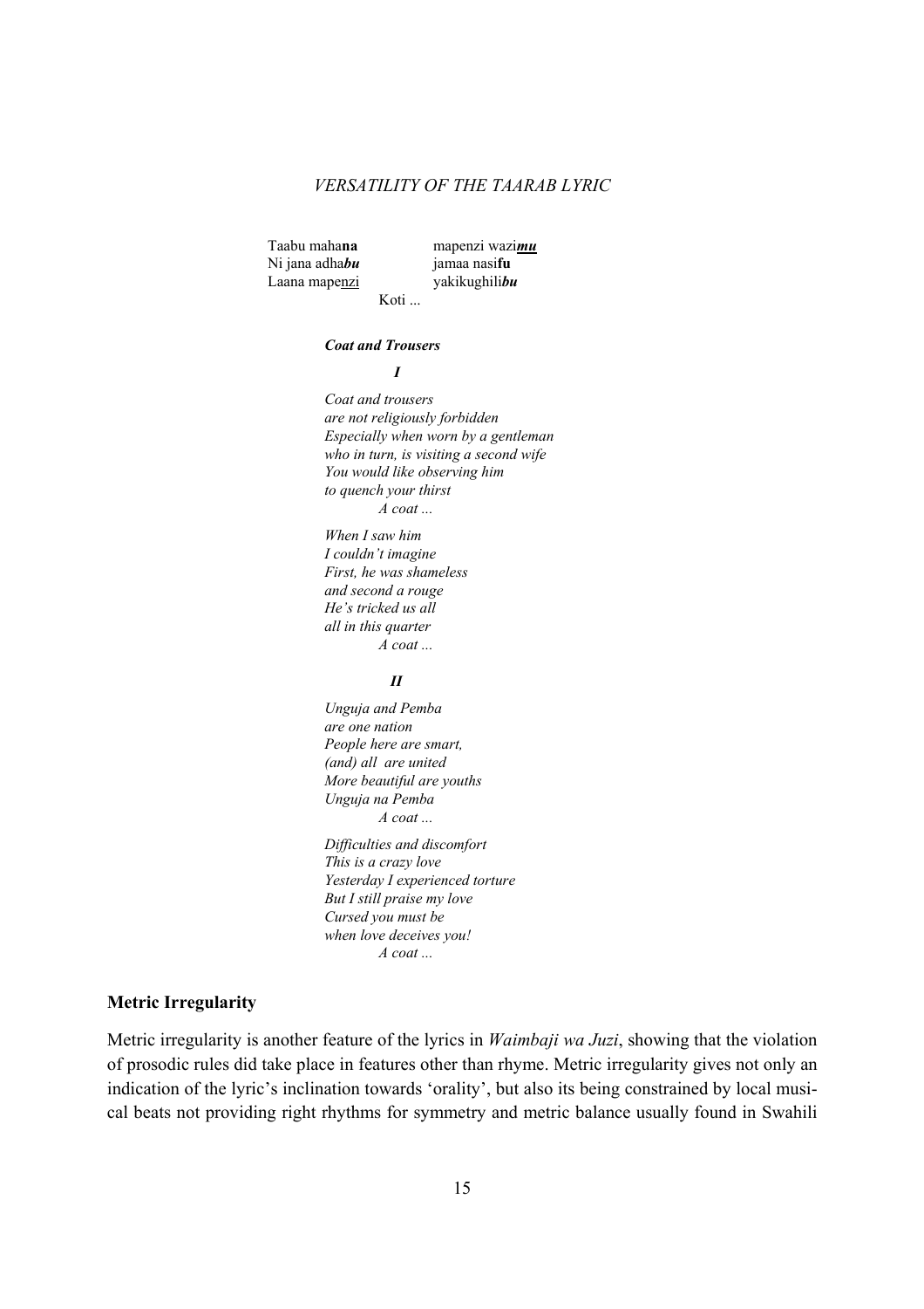| | |
|---|---|
| Taabu maha**na** | mapenzi wazi***<u>mu</u>*** |
| Ni jana adha***bu*** | jamaa nasi**fu** |
| Laana mape<u>nzi</u> | yakikughili***bu*** |

Koti ...

***Coat and Trousers***

***I***

*Coat and trousers*
*are not religiously forbidden*
*Especially when worn by a gentleman*
*who in turn, is visiting a second wife*
*You would like observing him*
*to quench your thirst*
*A coat ...*

*When I saw him*
*I couldn't imagine*
*First, he was shameless*
*and second a rouge*
*He's tricked us all*
*all in this quarter*
*A coat ...*

***II***

*Unguja and Pemba*
*are one nation*
*People here are smart,*
*(and) all are united*
*More beautiful are youths*
*Unguja na Pemba*
*A coat ...*

*Difficulties and discomfort*
*This is a crazy love*
*Yesterday I experienced torture*
*But I still praise my love*
*Cursed you must be*
*when love deceives you!*
*A coat ...*

## Metric Irregularity

Metric irregularity is another feature of the lyrics in *Waimbaji wa Juzi*, showing that the violation of prosodic rules did take place in features other than rhyme. Metric irregularity gives not only an indication of the lyric's inclination towards 'orality', but also its being constrained by local musical beats not providing right rhythms for symmetry and metric balance usually found in Swahili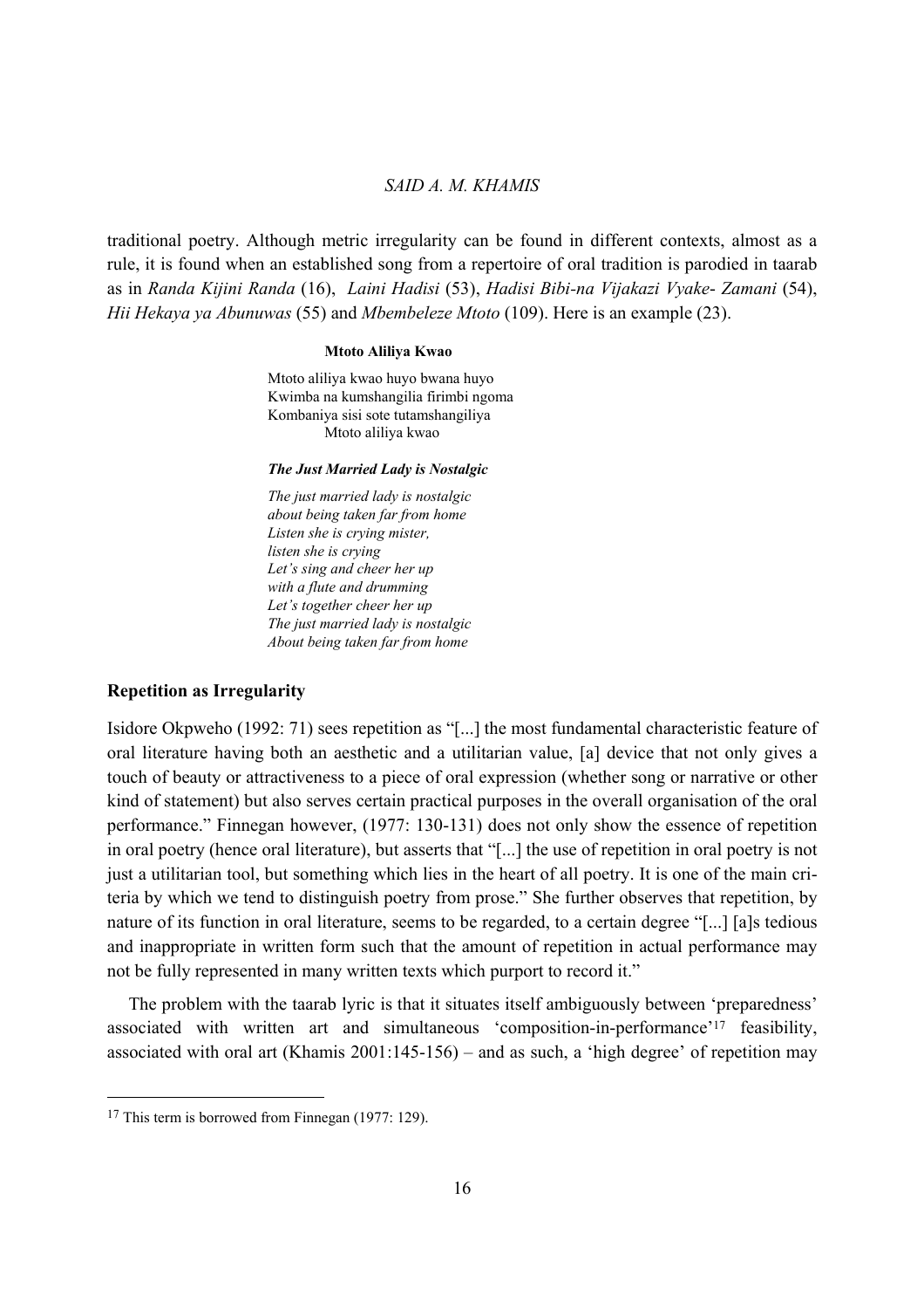traditional poetry. Although metric irregularity can be found in different contexts, almost as a rule, it is found when an established song from a repertoire of oral tradition is parodied in taarab as in *Randa Kijini Randa* (16), *Laini Hadisi* (53), *Hadisi Bibi-na Vijakazi Vyake- Zamani* (54), *Hii Hekaya ya Abunuwas* (55) and *Mbembeleze Mtoto* (109). Here is an example (23).

**Mtoto Aliliya Kwao**

Mtoto aliliya kwao huyo bwana huyo  
Kwimba na kumshangilia firimbi ngoma  
Kombaniya sisi sote tutamshangiliya  
Mtoto aliliya kwao

***The Just Married Lady is Nostalgic***

*The just married lady is nostalgic*  
*about being taken far from home*  
*Listen she is crying mister,*  
*listen she is crying*  
*Let's sing and cheer her up*  
*with a flute and drumming*  
*Let's together cheer her up*  
*The just married lady is nostalgic*  
*About being taken far from home*

## Repetition as Irregularity

Isidore Okpweho (1992: 71) sees repetition as "[...] the most fundamental characteristic feature of oral literature having both an aesthetic and a utilitarian value, [a] device that not only gives a touch of beauty or attractiveness to a piece of oral expression (whether song or narrative or other kind of statement) but also serves certain practical purposes in the overall organisation of the oral performance." Finnegan however, (1977: 130-131) does not only show the essence of repetition in oral poetry (hence oral literature), but asserts that "[...] the use of repetition in oral poetry is not just a utilitarian tool, but something which lies in the heart of all poetry. It is one of the main criteria by which we tend to distinguish poetry from prose." She further observes that repetition, by nature of its function in oral literature, seems to be regarded, to a certain degree "[...] [a]s tedious and inappropriate in written form such that the amount of repetition in actual performance may not be fully represented in many written texts which purport to record it."

The problem with the taarab lyric is that it situates itself ambiguously between 'preparedness' associated with written art and simultaneous 'composition-in-performance'[17] feasibility, associated with oral art (Khamis 2001:145-156) – and as such, a 'high degree' of repetition may

[17] This term is borrowed from Finnegan (1977: 129).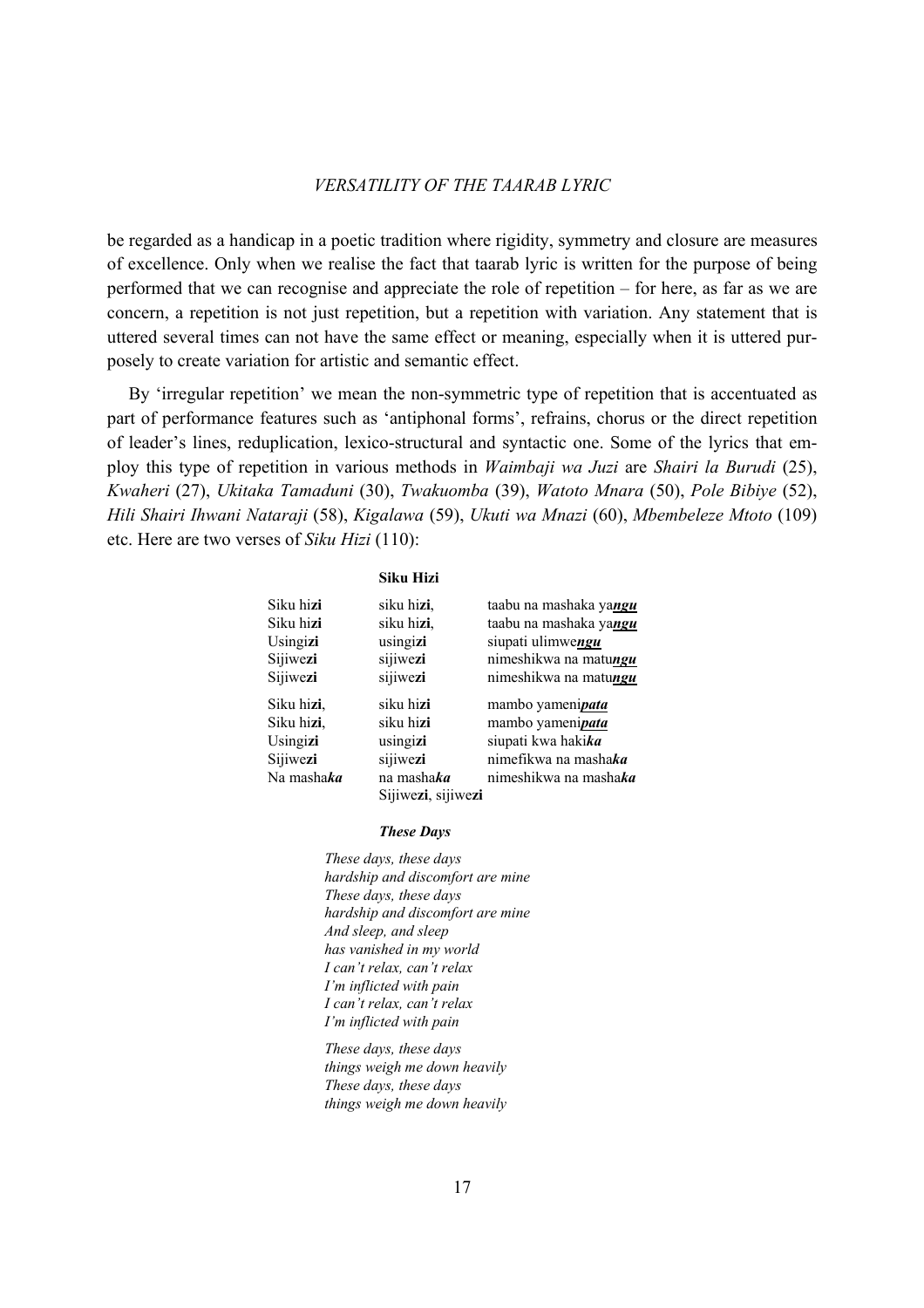be regarded as a handicap in a poetic tradition where rigidity, symmetry and closure are measures of excellence. Only when we realise the fact that taarab lyric is written for the purpose of being performed that we can recognise and appreciate the role of repetition – for here, as far as we are concern, a repetition is not just repetition, but a repetition with variation. Any statement that is uttered several times can not have the same effect or meaning, especially when it is uttered purposely to create variation for artistic and semantic effect.

By 'irregular repetition' we mean the non-symmetric type of repetition that is accentuated as part of performance features such as 'antiphonal forms', refrains, chorus or the direct repetition of leader's lines, reduplication, lexico-structural and syntactic one. Some of the lyrics that employ this type of repetition in various methods in *Waimbaji wa Juzi* are *Shairi la Burudi* (25), *Kwaheri* (27), *Ukitaka Tamaduni* (30), *Twakuomba* (39), *Watoto Mnara* (50), *Pole Bibiye* (52), *Hili Shairi Ihwani Nataraji* (58), *Kigalawa* (59), *Ukuti wa Mnazi* (60), *Mbembeleze Mtoto* (109) etc. Here are two verses of *Siku Hizi* (110):

**Siku Hizi**

| | | |
|---|---|---|
| Siku hi**zi** | siku hi**zi**, | taabu na mashaka ya***ngu*** |
| Siku hi**zi** | siku hi**zi**, | taabu na mashaka ya***ngu*** |
| Usingi**zi** | usingi**zi** | siupati ulimwe***ngu*** |
| Sijiwe**zi** | sijiwe**zi** | nimeshikwa na matu***ngu*** |
| Sijiwe**zi** | sijiwe**zi** | nimeshikwa na matu***ngu*** |
| | | |
| Siku hi**zi**, | siku hi**zi** | mambo yameni***pata*** |
| Siku hi**zi**, | siku hi**zi** | mambo yameni***pata*** |
| Usingi**zi** | usingi**zi** | siupati kwa haki***ka*** |
| Sijiwe**zi** | sijiwe**zi** | nimefikwa na masha***ka*** |
| Na masha***ka*** | na masha***ka*** | nimeshikwa na masha***ka*** |
| | Sijiwe**zi**, sijiwe**zi** | |

***These Days***

*These days, these days*
*hardship and discomfort are mine*
*These days, these days*
*hardship and discomfort are mine*
*And sleep, and sleep*
*has vanished in my world*
*I can't relax, can't relax*
*I'm inflicted with pain*
*I can't relax, can't relax*
*I'm inflicted with pain*

*These days, these days*
*things weigh me down heavily*
*These days, these days*
*things weigh me down heavily*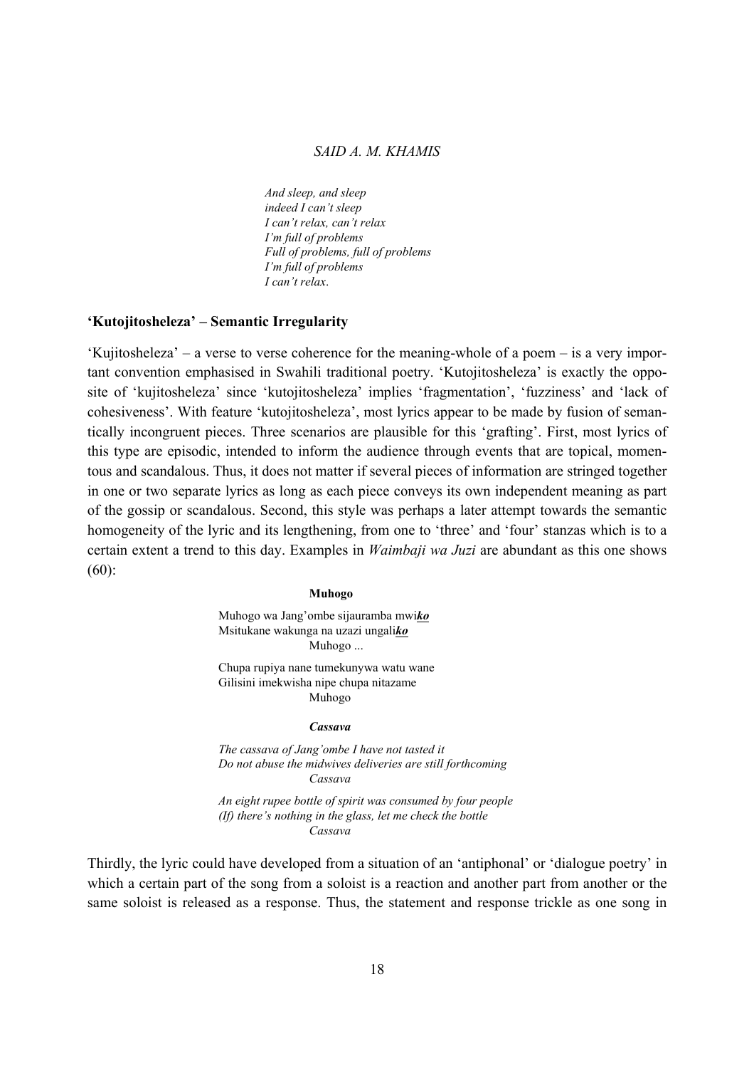*And sleep, and sleep*
*indeed I can't sleep*
*I can't relax, can't relax*
*I'm full of problems*
*Full of problems, full of problems*
*I'm full of problems*
*I can't relax*.

### 'Kutojitosheleza' – Semantic Irregularity

'Kujitosheleza' – a verse to verse coherence for the meaning-whole of a poem – is a very important convention emphasised in Swahili traditional poetry. 'Kutojitosheleza' is exactly the opposite of 'kujitosheleza' since 'kutojitosheleza' implies 'fragmentation', 'fuzziness' and 'lack of cohesiveness'. With feature 'kutojitosheleza', most lyrics appear to be made by fusion of semantically incongruent pieces. Three scenarios are plausible for this 'grafting'. First, most lyrics of this type are episodic, intended to inform the audience through events that are topical, momentous and scandalous. Thus, it does not matter if several pieces of information are stringed together in one or two separate lyrics as long as each piece conveys its own independent meaning as part of the gossip or scandalous. Second, this style was perhaps a later attempt towards the semantic homogeneity of the lyric and its lengthening, from one to 'three' and 'four' stanzas which is to a certain extent a trend to this day. Examples in *Waimbaji wa Juzi* are abundant as this one shows (60):

**Muhogo**

Muhogo wa Jang'ombe sijauramba mwi***ko***
Msitukane wakunga na uzazi ungali***ko***
Muhogo ...

Chupa rupiya nane tumekunywa watu wane
Gilisini imekwisha nipe chupa nitazame
Muhogo

***Cassava***

*The cassava of Jang'ombe I have not tasted it*
*Do not abuse the midwives deliveries are still forthcoming*
*Cassava*

*An eight rupee bottle of spirit was consumed by four people*
*(If) there's nothing in the glass, let me check the bottle*
*Cassava*

Thirdly, the lyric could have developed from a situation of an 'antiphonal' or 'dialogue poetry' in which a certain part of the song from a soloist is a reaction and another part from another or the same soloist is released as a response. Thus, the statement and response trickle as one song in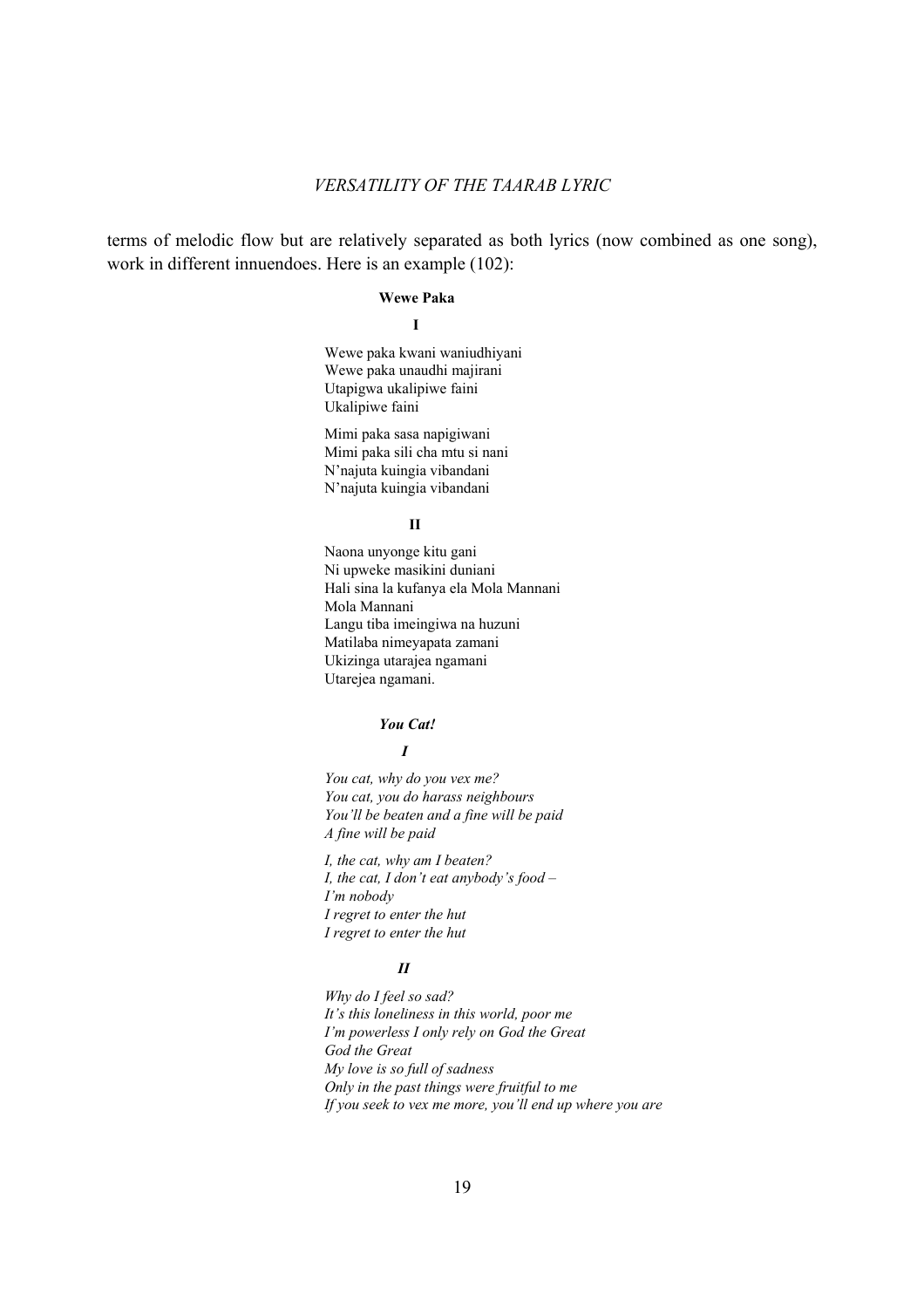terms of melodic flow but are relatively separated as both lyrics (now combined as one song), work in different innuendoes. Here is an example (102):

**Wewe Paka**

**I**

Wewe paka kwani waniudhiyani
Wewe paka unaudhi majirani
Utapigwa ukalipiwe faini
Ukalipiwe faini

Mimi paka sasa napigiwani
Mimi paka sili cha mtu si nani
N'najuta kuingia vibandani
N'najuta kuingia vibandani

**II**

Naona unyonge kitu gani
Ni upweke masikini duniani
Hali sina la kufanya ela Mola Mannani
Mola Mannani
Langu tiba imeingiwa na huzuni
Matilaba nimeyapata zamani
Ukizinga utarajea ngamani
Utarejea ngamani.

***You Cat!***

***I***

*You cat, why do you vex me?*
*You cat, you do harass neighbours*
*You'll be beaten and a fine will be paid*
*A fine will be paid*

*I, the cat, why am I beaten?*
*I, the cat, I don't eat anybody's food –*
*I'm nobody*
*I regret to enter the hut*
*I regret to enter the hut*

***II***

*Why do I feel so sad?*
*It's this loneliness in this world, poor me*
*I'm powerless I only rely on God the Great*
*God the Great*
*My love is so full of sadness*
*Only in the past things were fruitful to me*
*If you seek to vex me more, you'll end up where you are*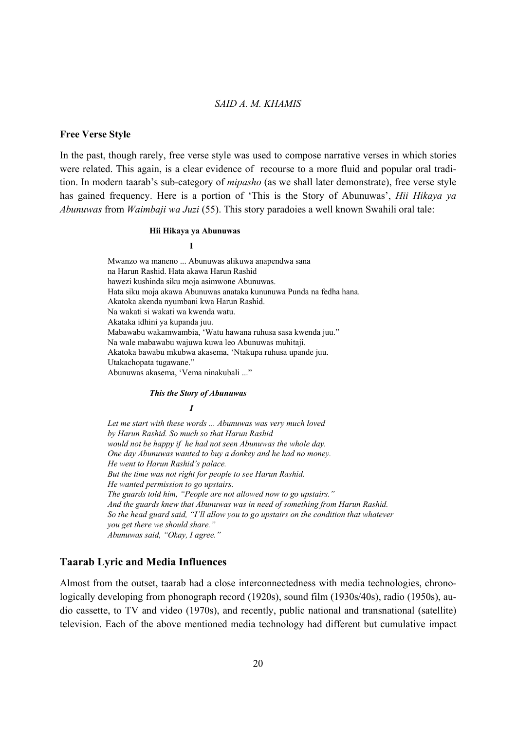### Free Verse Style

In the past, though rarely, free verse style was used to compose narrative verses in which stories were related. This again, is a clear evidence of recourse to a more fluid and popular oral tradition. In modern taarab's sub-category of *mipasho* (as we shall later demonstrate), free verse style has gained frequency. Here is a portion of 'This is the Story of Abunuwas', *Hii Hikaya ya Abunuwas* from *Waimbaji wa Juzi* (55). This story paradoies a well known Swahili oral tale:

**Hii Hikaya ya Abunuwas**

**I**

Mwanzo wa maneno ... Abunuwas alikuwa anapendwa sana
na Harun Rashid. Hata akawa Harun Rashid
hawezi kushinda siku moja asimwone Abunuwas.
Hata siku moja akawa Abunuwas anataka kununuwa Punda na fedha hana.
Akatoka akenda nyumbani kwa Harun Rashid.
Na wakati si wakati wa kwenda watu.
Akataka idhini ya kupanda juu.
Mabawabu wakamwambia, 'Watu hawana ruhusa sasa kwenda juu."
Na wale mabawabu wajuwa kuwa leo Abunuwas muhitaji.
Akatoka bawabu mkubwa akasema, 'Ntakupa ruhusa upande juu.
Utakachopata tugawane."
Abunuwas akasema, 'Vema ninakubali ..."

***This the Story of Abunuwas***

***I***

*Let me start with these words ... Abunuwas was very much loved*
*by Harun Rashid. So much so that Harun Rashid*
*would not be happy if he had not seen Abunuwas the whole day.*
*One day Abunuwas wanted to buy a donkey and he had no money.*
*He went to Harun Rashid's palace.*
*But the time was not right for people to see Harun Rashid.*
*He wanted permission to go upstairs.*
*The guards told him, "People are not allowed now to go upstairs."*
*And the guards knew that Abunuwas was in need of something from Harun Rashid.*
*So the head guard said, "I'll allow you to go upstairs on the condition that whatever*
*you get there we should share."*
*Abunuwas said, "Okay, I agree."*

## Taarab Lyric and Media Influences

Almost from the outset, taarab had a close interconnectedness with media technologies, chronologically developing from phonograph record (1920s), sound film (1930s/40s), radio (1950s), audio cassette, to TV and video (1970s), and recently, public national and transnational (satellite) television. Each of the above mentioned media technology had different but cumulative impact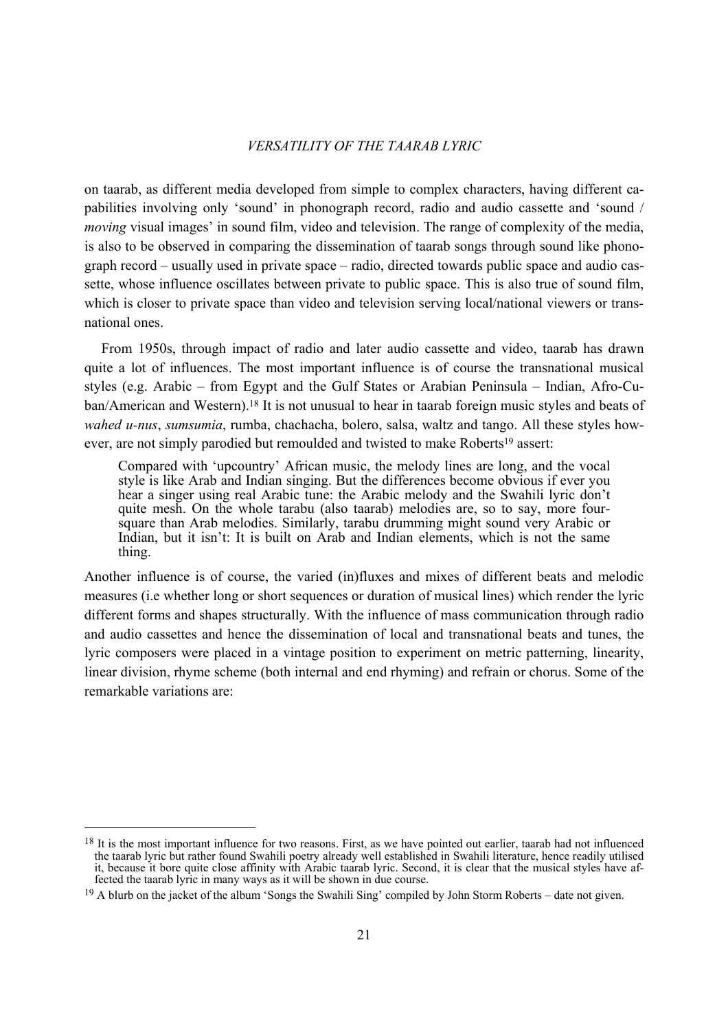on taarab, as different media developed from simple to complex characters, having different capabilities involving only 'sound' in phonograph record, radio and audio cassette and 'sound / *moving* visual images' in sound film, video and television. The range of complexity of the media, is also to be observed in comparing the dissemination of taarab songs through sound like phonograph record – usually used in private space – radio, directed towards public space and audio cassette, whose influence oscillates between private to public space. This is also true of sound film, which is closer to private space than video and television serving local/national viewers or transnational ones.

From 1950s, through impact of radio and later audio cassette and video, taarab has drawn quite a lot of influences. The most important influence is of course the transnational musical styles (e.g. Arabic – from Egypt and the Gulf States or Arabian Peninsula – Indian, Afro-Cuban/American and Western).[18] It is not unusual to hear in taarab foreign music styles and beats of *wahed u-nus*, *sumsumia*, rumba, chachacha, bolero, salsa, waltz and tango. All these styles however, are not simply parodied but remoulded and twisted to make Roberts[19] assert:

> Compared with 'upcountry' African music, the melody lines are long, and the vocal style is like Arab and Indian singing. But the differences become obvious if ever you hear a singer using real Arabic tune: the Arabic melody and the Swahili lyric don't quite mesh. On the whole tarabu (also taarab) melodies are, so to say, more four-square than Arab melodies. Similarly, tarabu drumming might sound very Arabic or Indian, but it isn't: It is built on Arab and Indian elements, which is not the same thing.

Another influence is of course, the varied (in)fluxes and mixes of different beats and melodic measures (i.e whether long or short sequences or duration of musical lines) which render the lyric different forms and shapes structurally. With the influence of mass communication through radio and audio cassettes and hence the dissemination of local and transnational beats and tunes, the lyric composers were placed in a vintage position to experiment on metric patterning, linearity, linear division, rhyme scheme (both internal and end rhyming) and refrain or chorus. Some of the remarkable variations are:

---

[18] It is the most important influence for two reasons. First, as we have pointed out earlier, taarab had not influenced the taarab lyric but rather found Swahili poetry already well established in Swahili literature, hence readily utilised it, because it bore quite close affinity with Arabic taarab lyric. Second, it is clear that the musical styles have affected the taarab lyric in many ways as it will be shown in due course.

[19] A blurb on the jacket of the album 'Songs the Swahili Sing' compiled by John Storm Roberts – date not given.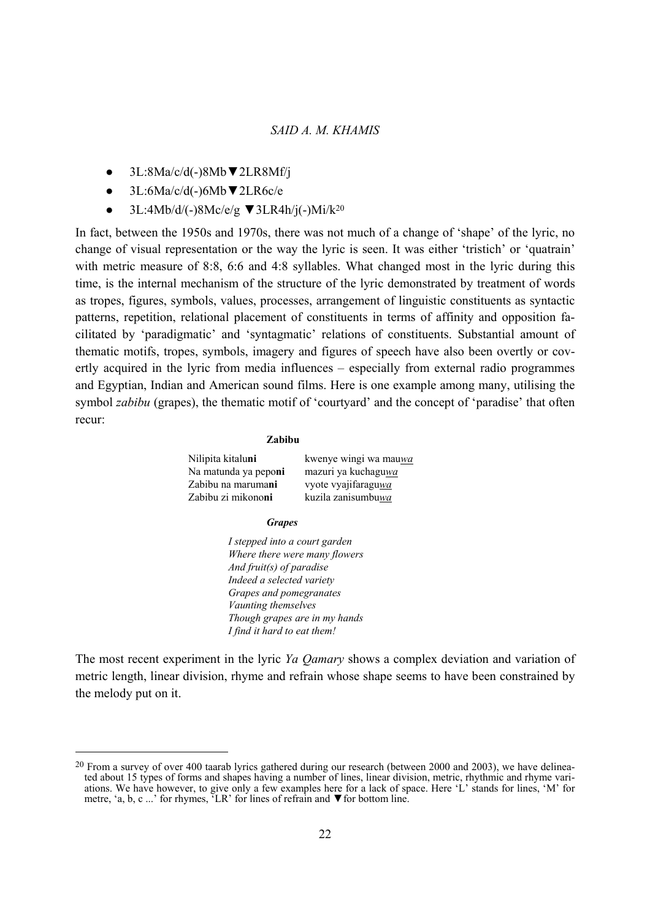- 3L:8Ma/c/d(-)8Mb▼2LR8Mf/j
- 3L:6Ma/c/d(-)6Mb▼2LR6c/e
- 3L:4Mb/d/(-)8Mc/e/g ▼3LR4h/j(-)Mi/k[20]

In fact, between the 1950s and 1970s, there was not much of a change of 'shape' of the lyric, no change of visual representation or the way the lyric is seen. It was either 'tristich' or 'quatrain' with metric measure of 8:8, 6:6 and 4:8 syllables. What changed most in the lyric during this time, is the internal mechanism of the structure of the lyric demonstrated by treatment of words as tropes, figures, symbols, values, processes, arrangement of linguistic constituents as syntactic patterns, repetition, relational placement of constituents in terms of affinity and opposition facilitated by 'paradigmatic' and 'syntagmatic' relations of constituents. Substantial amount of thematic motifs, tropes, symbols, imagery and figures of speech have also been overtly or covertly acquired in the lyric from media influences – especially from external radio programmes and Egyptian, Indian and American sound films. Here is one example among many, utilising the symbol *zabibu* (grapes), the thematic motif of 'courtyard' and the concept of 'paradise' that often recur:

**Zabibu**

| | |
|---|---|
| Nilipita kitalu**ni** | kwenye wingi wa mau*__wa__* |
| Na matunda ya pepo**ni** | mazuri ya kuchagu*__wa__* |
| Zabibu na maruma**ni** | vyote vyajifaragu*__wa__* |
| Zabibu zi mikono**ni** | kuzila zanisumbu*__wa__* |

***Grapes***

*I stepped into a court garden*
*Where there were many flowers*
*And fruit(s) of paradise*
*Indeed a selected variety*
*Grapes and pomegranates*
*Vaunting themselves*
*Though grapes are in my hands*
*I find it hard to eat them!*

The most recent experiment in the lyric *Ya Qamary* shows a complex deviation and variation of metric length, linear division, rhyme and refrain whose shape seems to have been constrained by the melody put on it.

[20] From a survey of over 400 taarab lyrics gathered during our research (between 2000 and 2003), we have delineated about 15 types of forms and shapes having a number of lines, linear division, metric, rhythmic and rhyme variations. We have however, to give only a few examples here for a lack of space. Here 'L' stands for lines, 'M' for metre, 'a, b, c ...' for rhymes, 'LR' for lines of refrain and ▼for bottom line.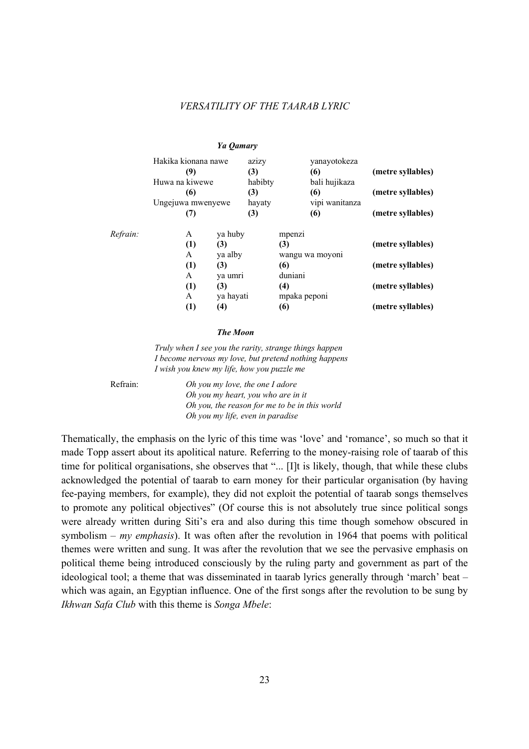***Ya Qamary***

| | | | | |
|---|---|---|---|---|
| | Hakika kionana nawe | azizy | yanayotokeza | |
| | **(9)** | **(3)** | **(6)** | **(metre syllables)** |
| | Huwa na kiwewe | habibty | bali hujikaza | |
| | **(6)** | **(3)** | **(6)** | **(metre syllables)** |
| | Ungejuwa mwenyewe | hayaty | vipi wanitanza | |
| | **(7)** | **(3)** | **(6)** | **(metre syllables)** |

| | | | | |
|---|---|---|---|---|
| *Refrain:* | A | ya huby | mpenzi | |
| | **(1)** | **(3)** | **(3)** | **(metre syllables)** |
| | A | ya alby | wangu wa moyoni | |
| | **(1)** | **(3)** | **(6)** | **(metre syllables)** |
| | A | ya umri | duniani | |
| | **(1)** | **(3)** | **(4)** | **(metre syllables)** |
| | A | ya hayati | mpaka peponi | |
| | **(1)** | **(4)** | **(6)** | **(metre syllables)** |

***The Moon***

*Truly when I see you the rarity, strange things happen*
*I become nervous my love, but pretend nothing happens*
*I wish you knew my life, how you puzzle me*

Refrain:

*Oh you my love, the one I adore*
*Oh you my heart, you who are in it*
*Oh you, the reason for me to be in this world*
*Oh you my life, even in paradise*

Thematically, the emphasis on the lyric of this time was 'love' and 'romance', so much so that it made Topp assert about its apolitical nature. Referring to the money-raising role of taarab of this time for political organisations, she observes that "... [I]t is likely, though, that while these clubs acknowledged the potential of taarab to earn money for their particular organisation (by having fee-paying members, for example), they did not exploit the potential of taarab songs themselves to promote any political objectives" (Of course this is not absolutely true since political songs were already written during Siti's era and also during this time though somehow obscured in symbolism – *my emphasis*). It was often after the revolution in 1964 that poems with political themes were written and sung. It was after the revolution that we see the pervasive emphasis on political theme being introduced consciously by the ruling party and government as part of the ideological tool; a theme that was disseminated in taarab lyrics generally through 'march' beat – which was again, an Egyptian influence. One of the first songs after the revolution to be sung by *Ikhwan Safa Club* with this theme is *Songa Mbele*: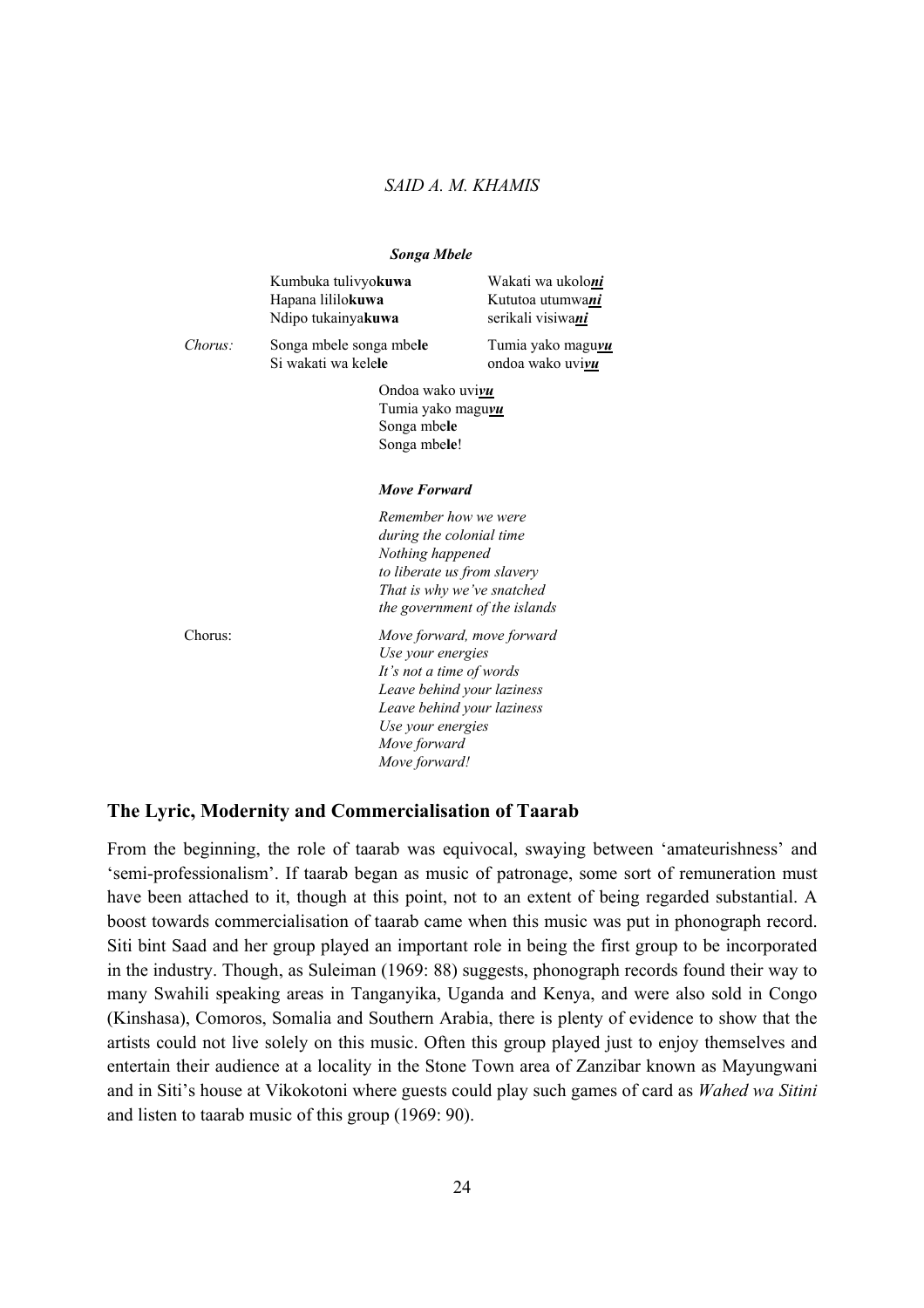***Songa Mbele***

| | | |
|---|---|---|
| | Kumbuka tulivyo**kuwa**<br>Hapana lililo**kuwa**<br>Ndipo tukainya**kuwa** | Wakati wa ukolo***ni***<br>Kututoa utumwa***ni***<br>serikali visiwa***ni*** |
| *Chorus:* | Songa mbele songa mbe**le**<br>Si wakati wa kele**le** | Tumia yako magu***vu***<br>ondoa wako uvi***vu*** |

Ondoa wako uvi***vu***
Tumia yako magu***vu***
Songa mbe**le**
Songa mbe**le**!

***Move Forward***

*Remember how we were*
*during the colonial time*
*Nothing happened*
*to liberate us from slavery*
*That is why we've snatched*
*the government of the islands*

Chorus:

*Move forward, move forward*
*Use your energies*
*It's not a time of words*
*Leave behind your laziness*
*Leave behind your laziness*
*Use your energies*
*Move forward*
*Move forward!*

## The Lyric, Modernity and Commercialisation of Taarab

From the beginning, the role of taarab was equivocal, swaying between 'amateurishness' and 'semi-professionalism'. If taarab began as music of patronage, some sort of remuneration must have been attached to it, though at this point, not to an extent of being regarded substantial. A boost towards commercialisation of taarab came when this music was put in phonograph record. Siti bint Saad and her group played an important role in being the first group to be incorporated in the industry. Though, as Suleiman (1969: 88) suggests, phonograph records found their way to many Swahili speaking areas in Tanganyika, Uganda and Kenya, and were also sold in Congo (Kinshasa), Comoros, Somalia and Southern Arabia, there is plenty of evidence to show that the artists could not live solely on this music. Often this group played just to enjoy themselves and entertain their audience at a locality in the Stone Town area of Zanzibar known as Mayungwani and in Siti's house at Vikokotoni where guests could play such games of card as *Wahed wa Sitini* and listen to taarab music of this group (1969: 90).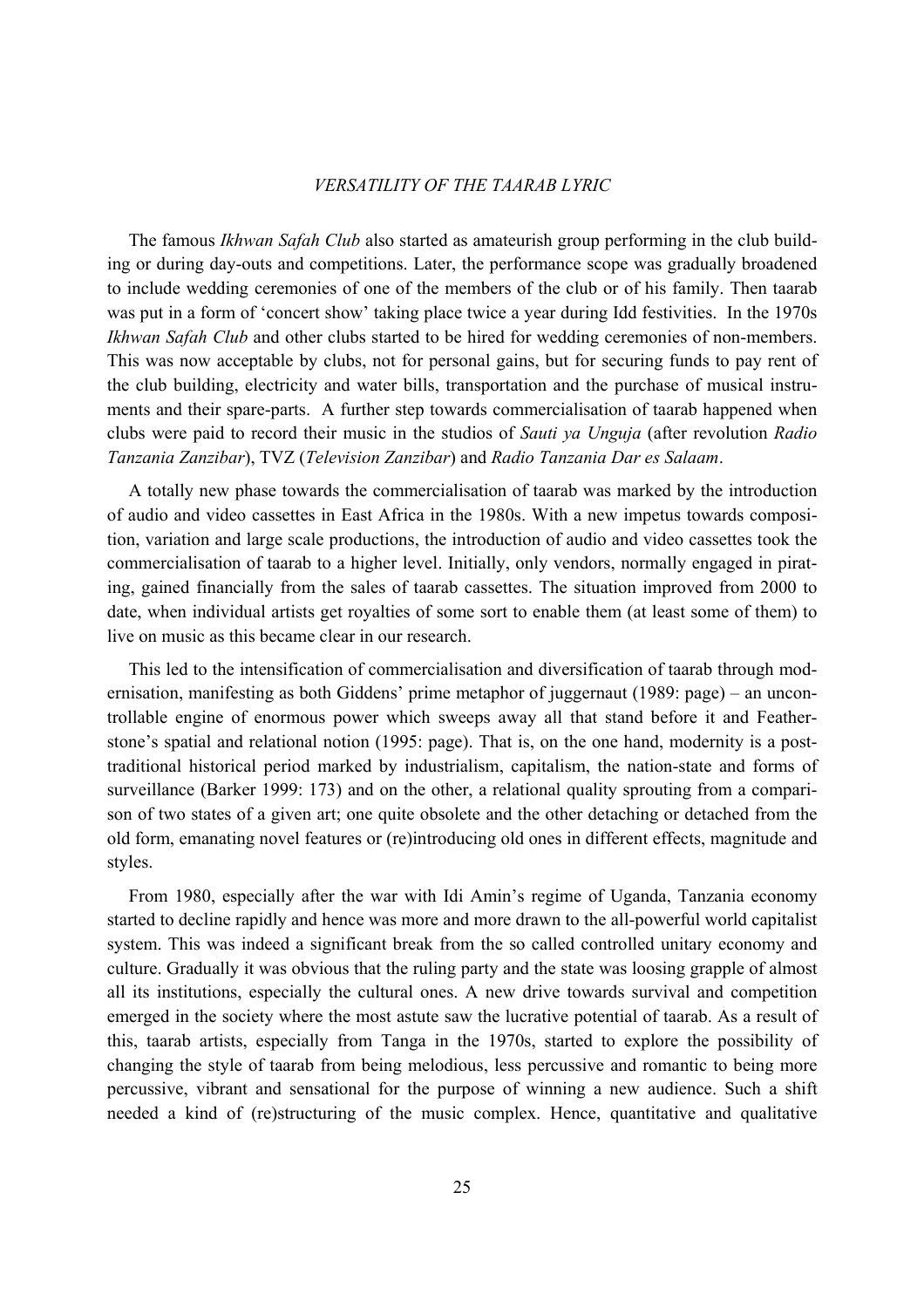The famous *Ikhwan Safah Club* also started as amateurish group performing in the club building or during day-outs and competitions. Later, the performance scope was gradually broadened to include wedding ceremonies of one of the members of the club or of his family. Then taarab was put in a form of 'concert show' taking place twice a year during Idd festivities. In the 1970s *Ikhwan Safah Club* and other clubs started to be hired for wedding ceremonies of non-members. This was now acceptable by clubs, not for personal gains, but for securing funds to pay rent of the club building, electricity and water bills, transportation and the purchase of musical instruments and their spare-parts. A further step towards commercialisation of taarab happened when clubs were paid to record their music in the studios of *Sauti ya Unguja* (after revolution *Radio Tanzania Zanzibar*), TVZ (*Television Zanzibar*) and *Radio Tanzania Dar es Salaam*.

A totally new phase towards the commercialisation of taarab was marked by the introduction of audio and video cassettes in East Africa in the 1980s. With a new impetus towards composition, variation and large scale productions, the introduction of audio and video cassettes took the commercialisation of taarab to a higher level. Initially, only vendors, normally engaged in pirating, gained financially from the sales of taarab cassettes. The situation improved from 2000 to date, when individual artists get royalties of some sort to enable them (at least some of them) to live on music as this became clear in our research.

This led to the intensification of commercialisation and diversification of taarab through modernisation, manifesting as both Giddens' prime metaphor of juggernaut (1989: page) – an uncontrollable engine of enormous power which sweeps away all that stand before it and Featherstone's spatial and relational notion (1995: page). That is, on the one hand, modernity is a post-traditional historical period marked by industrialism, capitalism, the nation-state and forms of surveillance (Barker 1999: 173) and on the other, a relational quality sprouting from a comparison of two states of a given art; one quite obsolete and the other detaching or detached from the old form, emanating novel features or (re)introducing old ones in different effects, magnitude and styles.

From 1980, especially after the war with Idi Amin's regime of Uganda, Tanzania economy started to decline rapidly and hence was more and more drawn to the all-powerful world capitalist system. This was indeed a significant break from the so called controlled unitary economy and culture. Gradually it was obvious that the ruling party and the state was loosing grapple of almost all its institutions, especially the cultural ones. A new drive towards survival and competition emerged in the society where the most astute saw the lucrative potential of taarab. As a result of this, taarab artists, especially from Tanga in the 1970s, started to explore the possibility of changing the style of taarab from being melodious, less percussive and romantic to being more percussive, vibrant and sensational for the purpose of winning a new audience. Such a shift needed a kind of (re)structuring of the music complex. Hence, quantitative and qualitative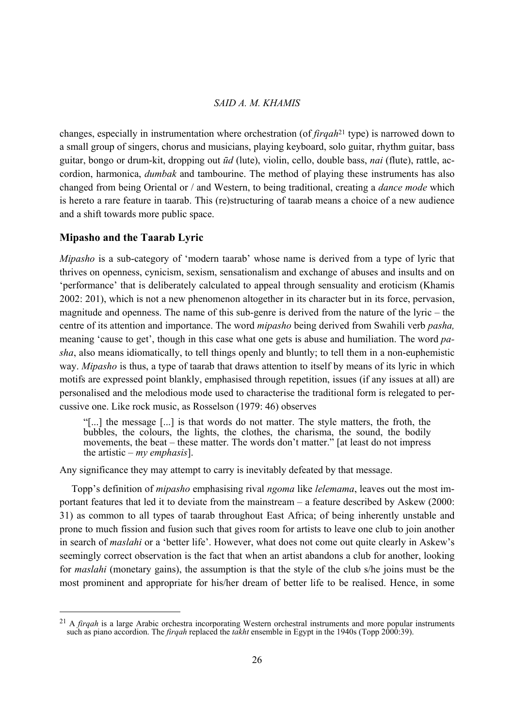changes, especially in instrumentation where orchestration (of *firqah*[21] type) is narrowed down to a small group of singers, chorus and musicians, playing keyboard, solo guitar, rhythm guitar, bass guitar, bongo or drum-kit, dropping out *ūd* (lute), violin, cello, double bass, *nai* (flute), rattle, accordion, harmonica, *dumbak* and tambourine. The method of playing these instruments has also changed from being Oriental or / and Western, to being traditional, creating a *dance mode* which is hereto a rare feature in taarab. This (re)structuring of taarab means a choice of a new audience and a shift towards more public space.

## Mipasho and the Taarab Lyric

*Mipasho* is a sub-category of 'modern taarab' whose name is derived from a type of lyric that thrives on openness, cynicism, sexism, sensationalism and exchange of abuses and insults and on 'performance' that is deliberately calculated to appeal through sensuality and eroticism (Khamis 2002: 201), which is not a new phenomenon altogether in its character but in its force, pervasion, magnitude and openness. The name of this sub-genre is derived from the nature of the lyric – the centre of its attention and importance. The word *mipasho* being derived from Swahili verb *pasha,* meaning 'cause to get', though in this case what one gets is abuse and humiliation. The word *pasha*, also means idiomatically, to tell things openly and bluntly; to tell them in a non-euphemistic way. *Mipasho* is thus, a type of taarab that draws attention to itself by means of its lyric in which motifs are expressed point blankly, emphasised through repetition, issues (if any issues at all) are personalised and the melodious mode used to characterise the traditional form is relegated to percussive one. Like rock music, as Rosselson (1979: 46) observes

> "[...] the message [...] is that words do not matter. The style matters, the froth, the bubbles, the colours, the lights, the clothes, the charisma, the sound, the bodily movements, the beat – these matter. The words don't matter." [at least do not impress the artistic – *my emphasis*].

Any significance they may attempt to carry is inevitably defeated by that message.

Topp's definition of *mipasho* emphasising rival *ngoma* like *lelemama*, leaves out the most important features that led it to deviate from the mainstream – a feature described by Askew (2000: 31) as common to all types of taarab throughout East Africa; of being inherently unstable and prone to much fission and fusion such that gives room for artists to leave one club to join another in search of *maslahi* or a 'better life'. However, what does not come out quite clearly in Askew's seemingly correct observation is the fact that when an artist abandons a club for another, looking for *maslahi* (monetary gains), the assumption is that the style of the club s/he joins must be the most prominent and appropriate for his/her dream of better life to be realised. Hence, in some

---

[21] A *firqah* is a large Arabic orchestra incorporating Western orchestral instruments and more popular instruments such as piano accordion. The *firqah* replaced the *takht* ensemble in Egypt in the 1940s (Topp 2000:39).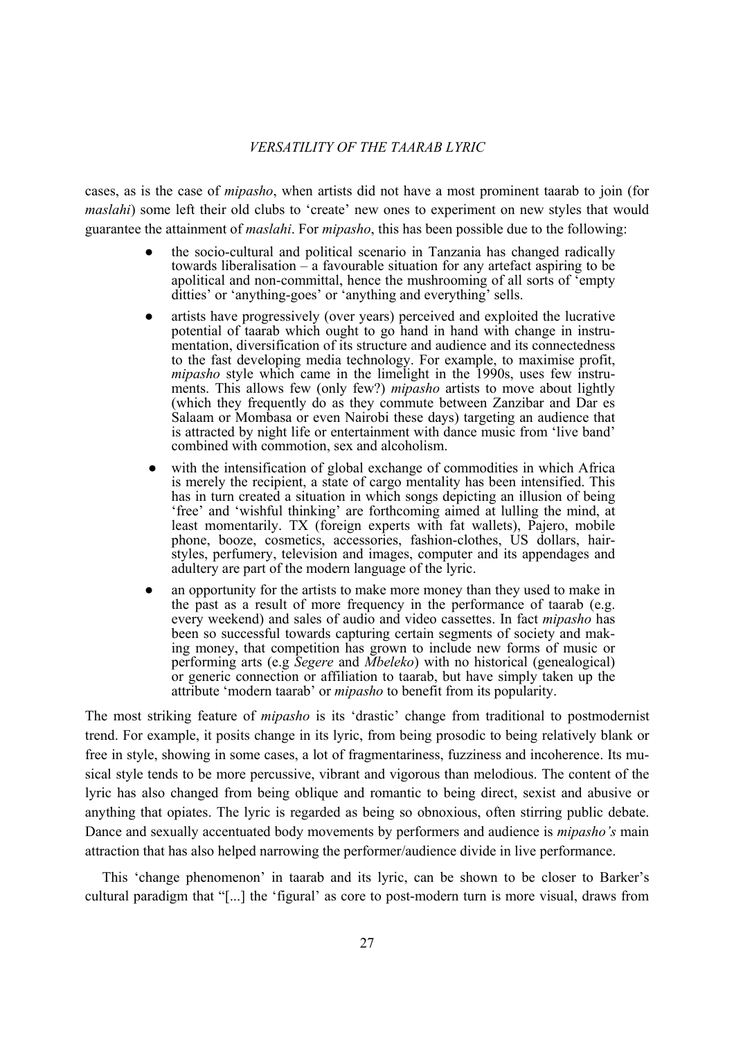cases, as is the case of *mipasho*, when artists did not have a most prominent taarab to join (for *maslahi*) some left their old clubs to 'create' new ones to experiment on new styles that would guarantee the attainment of *maslahi*. For *mipasho*, this has been possible due to the following:

- the socio-cultural and political scenario in Tanzania has changed radically towards liberalisation – a favourable situation for any artefact aspiring to be apolitical and non-committal, hence the mushrooming of all sorts of 'empty ditties' or 'anything-goes' or 'anything and everything' sells.
- artists have progressively (over years) perceived and exploited the lucrative potential of taarab which ought to go hand in hand with change in instrumentation, diversification of its structure and audience and its connectedness to the fast developing media technology. For example, to maximise profit, *mipasho* style which came in the limelight in the 1990s, uses few instruments. This allows few (only few?) *mipasho* artists to move about lightly (which they frequently do as they commute between Zanzibar and Dar es Salaam or Mombasa or even Nairobi these days) targeting an audience that is attracted by night life or entertainment with dance music from 'live band' combined with commotion, sex and alcoholism.
- with the intensification of global exchange of commodities in which Africa is merely the recipient, a state of cargo mentality has been intensified. This has in turn created a situation in which songs depicting an illusion of being 'free' and 'wishful thinking' are forthcoming aimed at lulling the mind, at least momentarily. TX (foreign experts with fat wallets), Pajero, mobile phone, booze, cosmetics, accessories, fashion-clothes, US dollars, hairstyles, perfumery, television and images, computer and its appendages and adultery are part of the modern language of the lyric.
- an opportunity for the artists to make more money than they used to make in the past as a result of more frequency in the performance of taarab (e.g. every weekend) and sales of audio and video cassettes. In fact *mipasho* has been so successful towards capturing certain segments of society and making money, that competition has grown to include new forms of music or performing arts (e.g *Segere* and *Mbeleko*) with no historical (genealogical) or generic connection or affiliation to taarab, but have simply taken up the attribute 'modern taarab' or *mipasho* to benefit from its popularity.

The most striking feature of *mipasho* is its 'drastic' change from traditional to postmodernist trend. For example, it posits change in its lyric, from being prosodic to being relatively blank or free in style, showing in some cases, a lot of fragmentariness, fuzziness and incoherence. Its musical style tends to be more percussive, vibrant and vigorous than melodious. The content of the lyric has also changed from being oblique and romantic to being direct, sexist and abusive or anything that opiates. The lyric is regarded as being so obnoxious, often stirring public debate. Dance and sexually accentuated body movements by performers and audience is *mipasho's* main attraction that has also helped narrowing the performer/audience divide in live performance.

This 'change phenomenon' in taarab and its lyric, can be shown to be closer to Barker's cultural paradigm that "[...] the 'figural' as core to post-modern turn is more visual, draws from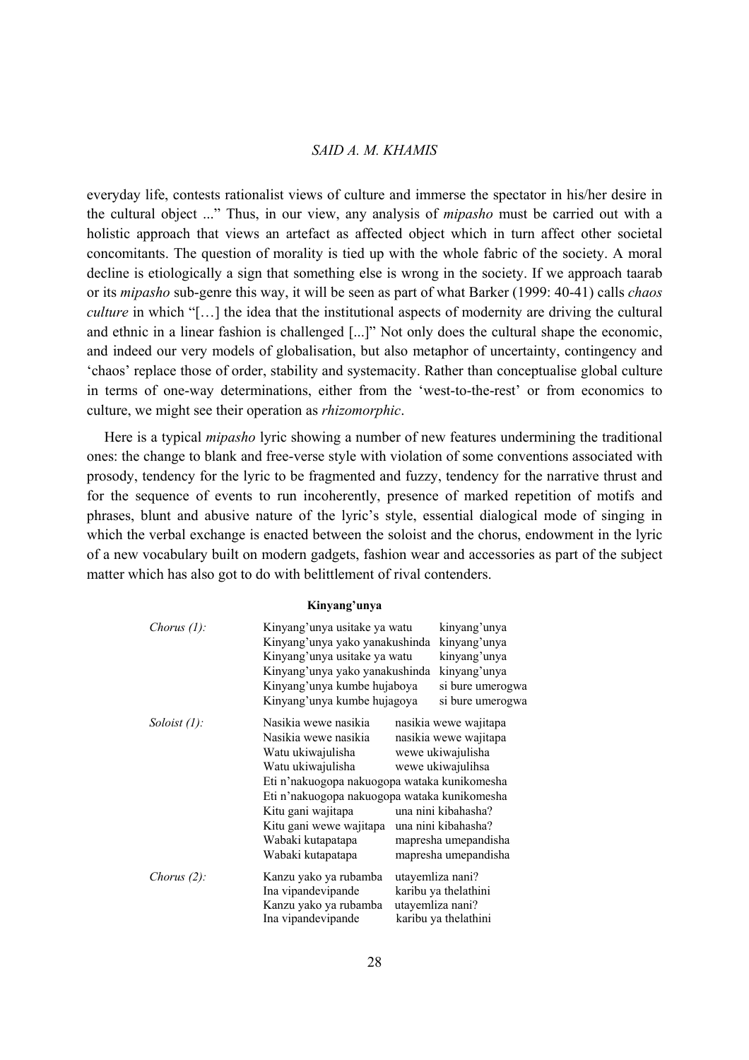everyday life, contests rationalist views of culture and immerse the spectator in his/her desire in the cultural object ..." Thus, in our view, any analysis of *mipasho* must be carried out with a holistic approach that views an artefact as affected object which in turn affect other societal concomitants. The question of morality is tied up with the whole fabric of the society. A moral decline is etiologically a sign that something else is wrong in the society. If we approach taarab or its *mipasho* sub-genre this way, it will be seen as part of what Barker (1999: 40-41) calls *chaos culture* in which "[…] the idea that the institutional aspects of modernity are driving the cultural and ethnic in a linear fashion is challenged [...]" Not only does the cultural shape the economic, and indeed our very models of globalisation, but also metaphor of uncertainty, contingency and 'chaos' replace those of order, stability and systemacity. Rather than conceptualise global culture in terms of one-way determinations, either from the 'west-to-the-rest' or from economics to culture, we might see their operation as *rhizomorphic*.

Here is a typical *mipasho* lyric showing a number of new features undermining the traditional ones: the change to blank and free-verse style with violation of some conventions associated with prosody, tendency for the lyric to be fragmented and fuzzy, tendency for the narrative thrust and for the sequence of events to run incoherently, presence of marked repetition of motifs and phrases, blunt and abusive nature of the lyric's style, essential dialogical mode of singing in which the verbal exchange is enacted between the soloist and the chorus, endowment in the lyric of a new vocabulary built on modern gadgets, fashion wear and accessories as part of the subject matter which has also got to do with belittlement of rival contenders.

**Kinyang'unya**

| | | |
|---|---|---|
| *Chorus (1):* | Kinyang'unya usitake ya watu | kinyang'unya |
| | Kinyang'unya yako yanakushinda | kinyang'unya |
| | Kinyang'unya usitake ya watu | kinyang'unya |
| | Kinyang'unya yako yanakushinda | kinyang'unya |
| | Kinyang'unya kumbe hujaboya | si bure umerogwa |
| | Kinyang'unya kumbe hujagoya | si bure umerogwa |
| *Soloist (1):* | Nasikia wewe nasikia | nasikia wewe wajitapa |
| | Nasikia wewe nasikia | nasikia wewe wajitapa |
| | Watu ukiwajulisha | wewe ukiwajulisha |
| | Watu ukiwajulisha | wewe ukiwajulihsa |
| | Eti n'nakuogopa nakuogopa wataka kunikomesha | |
| | Eti n'nakuogopa nakuogopa wataka kunikomesha | |
| | Kitu gani wajitapa | una nini kibahasha? |
| | Kitu gani wewe wajitapa | una nini kibahasha? |
| | Wabaki kutapatapa | mapresha umepandisha |
| | Wabaki kutapatapa | mapresha umepandisha |
| *Chorus (2):* | Kanzu yako ya rubamba | utayemliza nani? |
| | Ina vipandevipande | karibu ya thelathini |
| | Kanzu yako ya rubamba | utayemliza nani? |
| | Ina vipandevipande | karibu ya thelathini |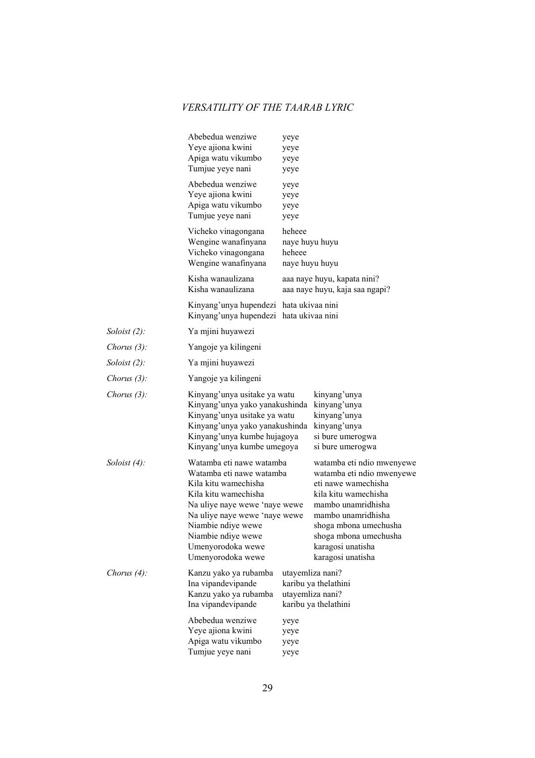Abebedua wenziwe yeye
Yeye ajiona kwini yeye
Apiga watu vikumbo yeye
Tumjue yeye nani yeye

Abebedua wenziwe yeye
Yeye ajiona kwini yeye
Apiga watu vikumbo yeye
Tumjue yeye nani yeye

Vicheko vinagongana heheee
Wengine wanafinyana naye huyu huyu
Vicheko vinagongana heheee
Wengine wanafinyana naye huyu huyu

Kisha wanaulizana aaa naye huyu, kapata nini?
Kisha wanaulizana aaa naye huyu, kaja saa ngapi?

Kinyang'unya hupendezi hata ukivaa nini
Kinyang'unya hupendezi hata ukivaa nini

*Soloist (2):* Ya mjini huyawezi

*Chorus (3):* Yangoje ya kilingeni

*Soloist (2):* Ya mjini huyawezi

*Chorus (3):* Yangoje ya kilingeni

*Chorus (3):*
Kinyang'unya usitake ya watu kinyang'unya
Kinyang'unya yako yanakushinda kinyang'unya
Kinyang'unya usitake ya watu kinyang'unya
Kinyang'unya yako yanakushinda kinyang'unya
Kinyang'unya kumbe hujagoya si bure umerogwa
Kinyang'unya kumbe umegoya si bure umerogwa

*Soloist (4):*
Watamba eti nawe watamba watamba eti ndio mwenyewe
Watamba eti nawe watamba watamba eti ndio mwenyewe
Kila kitu wamechisha eti nawe wamechisha
Kila kitu wamechisha kila kitu wamechisha
Na uliye naye wewe 'naye wewe mambo unamridhisha
Na uliye naye wewe 'naye wewe mambo unamridhisha
Niambie ndiye wewe shoga mbona umechusha
Niambie ndiye wewe shoga mbona umechusha
Umenyorodoka wewe karagosi unatisha
Umenyorodoka wewe karagosi unatisha

*Chorus (4):*
Kanzu yako ya rubamba utayemliza nani?
Ina vipandevipande karibu ya thelathini
Kanzu yako ya rubamba utayemliza nani?
Ina vipandevipande karibu ya thelathini

Abebedua wenziwe yeye
Yeye ajiona kwini yeye
Apiga watu vikumbo yeye
Tumjue yeye nani yeye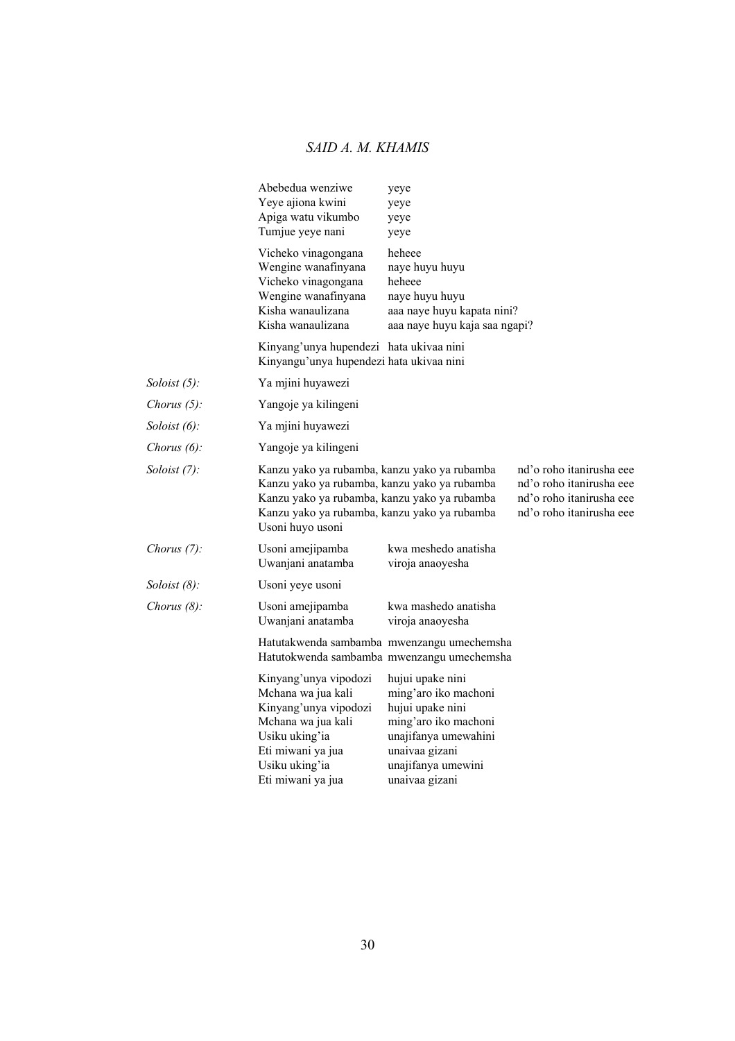Abebedua wenziwe yeye
Yeye ajiona kwini yeye
Apiga watu vikumbo yeye
Tumjue yeye nani yeye

Vicheko vinagongana heheee
Wengine wanafinyana naye huyu huyu
Vicheko vinagongana heheee
Wengine wanafinyana naye huyu huyu
Kisha wanaulizana aaa naye huyu kapata nini?
Kisha wanaulizana aaa naye huyu kaja saa ngapi?

Kinyang'unya hupendezi hata ukivaa nini
Kinyangu'unya hupendezi hata ukivaa nini

| | | | |
|---|---|---|---|
| *Soloist (5):* | Ya mjini huyawezi | | |
| *Chorus (5):* | Yangoje ya kilingeni | | |
| *Soloist (6):* | Ya mjini huyawezi | | |
| *Chorus (6):* | Yangoje ya kilingeni | | |
| *Soloist (7):* | Kanzu yako ya rubamba, kanzu yako ya rubamba<br>Kanzu yako ya rubamba, kanzu yako ya rubamba<br>Kanzu yako ya rubamba, kanzu yako ya rubamba<br>Kanzu yako ya rubamba, kanzu yako ya rubamba<br>Usoni huyo usoni | | nd'o roho itanirusha eee<br>nd'o roho itanirusha eee<br>nd'o roho itanirusha eee<br>nd'o roho itanirusha eee |
| *Chorus (7):* | Usoni amejipamba<br>Uwanjani anatamba | kwa meshedo anatisha<br>viroja anaoyesha | |
| *Soloist (8):* | Usoni yeye usoni | | |
| *Chorus (8):* | Usoni amejipamba<br>Uwanjani anatamba | kwa mashedo anatisha<br>viroja anaoyesha | |
| | Hatutakwenda sambamba<br>Hatutokwenda sambamba | mwenzangu umechemsha<br>mwenzangu umechemsha | |
| | Kinyang'unya vipodozi<br>Mchana wa jua kali<br>Kinyang'unya vipodozi<br>Mchana wa jua kali<br>Usiku uking'ia<br>Eti miwani ya jua<br>Usiku uking'ia<br>Eti miwani ya jua | hujui upake nini<br>ming'aro iko machoni<br>hujui upake nini<br>ming'aro iko machoni<br>unajifanya umewahini<br>unaivaa gizani<br>unajifanya umewini<br>unaivaa gizani | |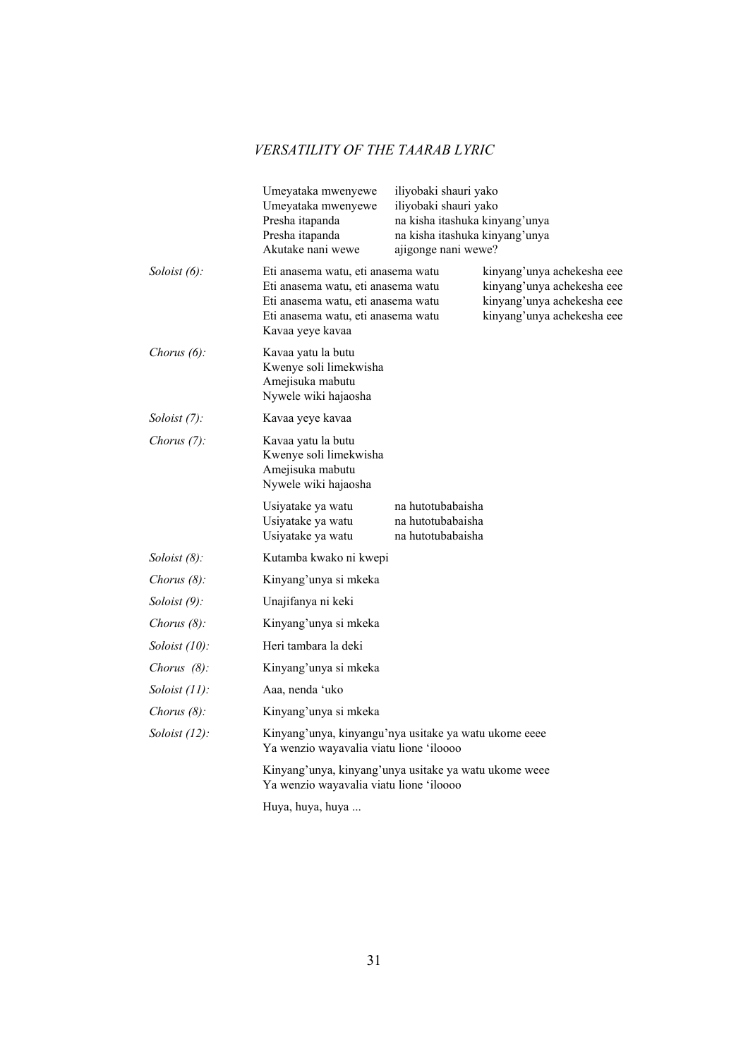Umeyataka mwenyewe iliyobaki shauri yako
Umeyataka mwenyewe iliyobaki shauri yako
Presha itapanda na kisha itashuka kinyang'unya
Presha itapanda na kisha itashuka kinyang'unya
Akutake nani wewe ajigonge nani wewe?

*Soloist (6):*

Eti anasema watu, eti anasema watu kinyang'unya achekesha eee
Eti anasema watu, eti anasema watu kinyang'unya achekesha eee
Eti anasema watu, eti anasema watu kinyang'unya achekesha eee
Eti anasema watu, eti anasema watu kinyang'unya achekesha eee
Kavaa yeye kavaa

*Chorus (6):*

Kavaa yatu la butu
Kwenye soli limekwisha
Amejisuka mabutu
Nywele wiki hajaosha

*Soloist (7):*

Kavaa yeye kavaa

*Chorus (7):*

Kavaa yatu la butu
Kwenye soli limekwisha
Amejisuka mabutu
Nywele wiki hajaosha

Usiyatake ya watu na hutotubabaisha
Usiyatake ya watu na hutotubabaisha
Usiyatake ya watu na hutotubabaisha

*Soloist (8):* Kutamba kwako ni kwepi

*Chorus (8):* Kinyang'unya si mkeka

*Soloist (9):* Unajifanya ni keki

*Chorus (8):* Kinyang'unya si mkeka

*Soloist (10):* Heri tambara la deki

*Chorus (8):* Kinyang'unya si mkeka

*Soloist (11):* Aaa, nenda 'uko

*Chorus (8):* Kinyang'unya si mkeka

*Soloist (12):*

Kinyang'unya, kinyangu'nya usitake ya watu ukome eeee
Ya wenzio wayavalia viatu lione 'iloooo

Kinyang'unya, kinyang'unya usitake ya watu ukome weee
Ya wenzio wayavalia viatu lione 'iloooo

Huya, huya, huya ...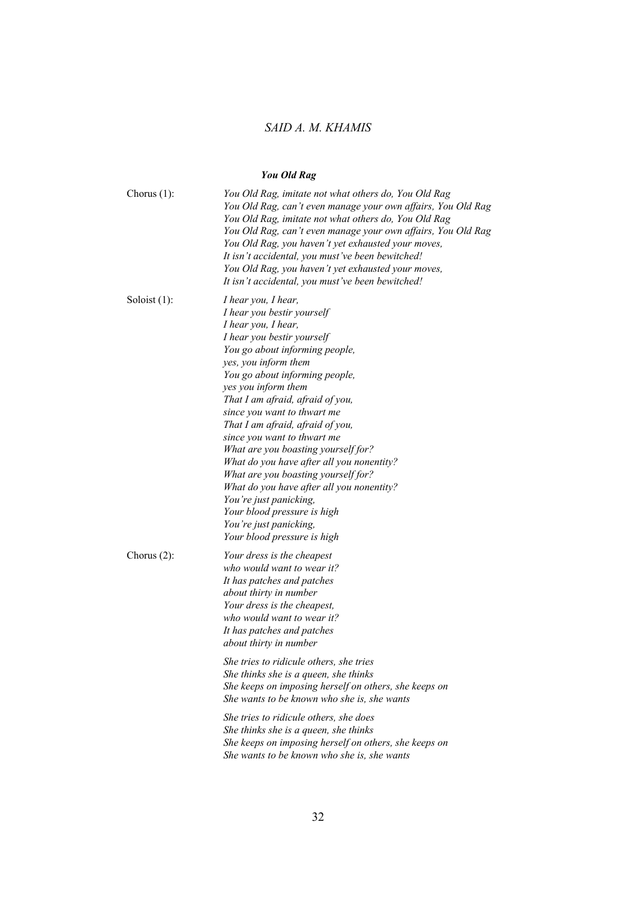### *You Old Rag*

Chorus (1):

*You Old Rag, imitate not what others do, You Old Rag*
*You Old Rag, can't even manage your own affairs, You Old Rag*
*You Old Rag, imitate not what others do, You Old Rag*
*You Old Rag, can't even manage your own affairs, You Old Rag*
*You Old Rag, you haven't yet exhausted your moves,*
*It isn't accidental, you must've been bewitched!*
*You Old Rag, you haven't yet exhausted your moves,*
*It isn't accidental, you must've been bewitched!*

Soloist (1):

*I hear you, I hear,*
*I hear you bestir yourself*
*I hear you, I hear,*
*I hear you bestir yourself*
*You go about informing people,*
*yes, you inform them*
*You go about informing people,*
*yes you inform them*
*That I am afraid, afraid of you,*
*since you want to thwart me*
*That I am afraid, afraid of you,*
*since you want to thwart me*
*What are you boasting yourself for?*
*What do you have after all you nonentity?*
*What are you boasting yourself for?*
*What do you have after all you nonentity?*
*You're just panicking,*
*Your blood pressure is high*
*You're just panicking,*
*Your blood pressure is high*

Chorus (2):

*Your dress is the cheapest*
*who would want to wear it?*
*It has patches and patches*
*about thirty in number*
*Your dress is the cheapest,*
*who would want to wear it?*
*It has patches and patches*
*about thirty in number*

*She tries to ridicule others, she tries*
*She thinks she is a queen, she thinks*
*She keeps on imposing herself on others, she keeps on*
*She wants to be known who she is, she wants*

*She tries to ridicule others, she does*
*She thinks she is a queen, she thinks*
*She keeps on imposing herself on others, she keeps on*
*She wants to be known who she is, she wants*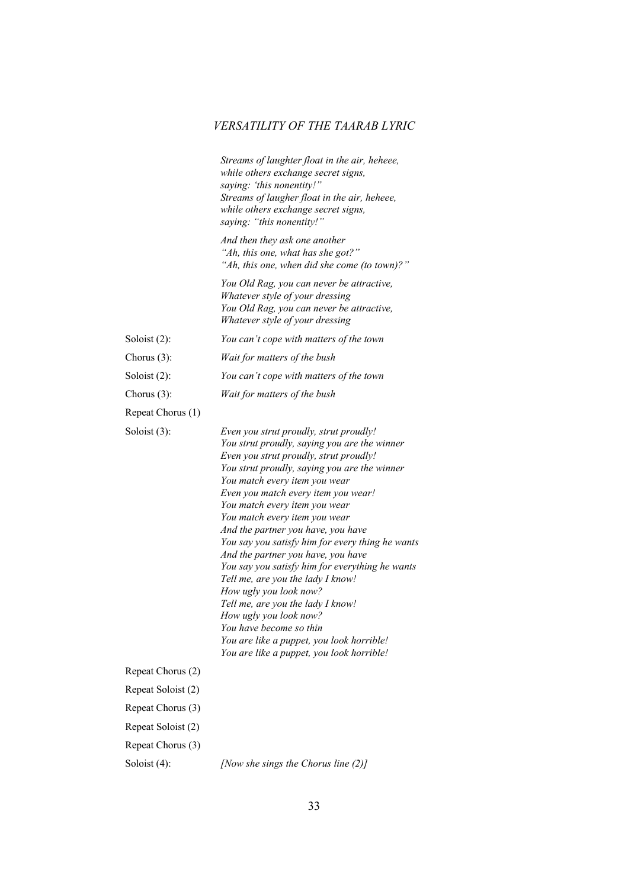*Streams of laughter float in the air, heheee,*
*while others exchange secret signs,*
*saying: 'this nonentity!"*
*Streams of laugher float in the air, heheee,*
*while others exchange secret signs,*
*saying: "this nonentity!"*

*And then they ask one another*
*"Ah, this one, what has she got?"*
*"Ah, this one, when did she come (to town)?"*

*You Old Rag, you can never be attractive,*
*Whatever style of your dressing*
*You Old Rag, you can never be attractive,*
*Whatever style of your dressing*

Soloist (2): *You can't cope with matters of the town*

Chorus (3): *Wait for matters of the bush*

Soloist (2): *You can't cope with matters of the town*

Chorus (3): *Wait for matters of the bush*

Repeat Chorus (1)

Soloist (3):
*Even you strut proudly, strut proudly!*
*You strut proudly, saying you are the winner*
*Even you strut proudly, strut proudly!*
*You strut proudly, saying you are the winner*
*You match every item you wear*
*Even you match every item you wear!*
*You match every item you wear*
*You match every item you wear*
*And the partner you have, you have*
*You say you satisfy him for every thing he wants*
*And the partner you have, you have*
*You say you satisfy him for everything he wants*
*Tell me, are you the lady I know!*
*How ugly you look now?*
*Tell me, are you the lady I know!*
*How ugly you look now?*
*You have become so thin*
*You are like a puppet, you look horrible!*
*You are like a puppet, you look horrible!*

Repeat Chorus (2)

Repeat Soloist (2)

Repeat Chorus (3)

Repeat Soloist (2)

Repeat Chorus (3)

Soloist (4): *[Now she sings the Chorus line (2)]*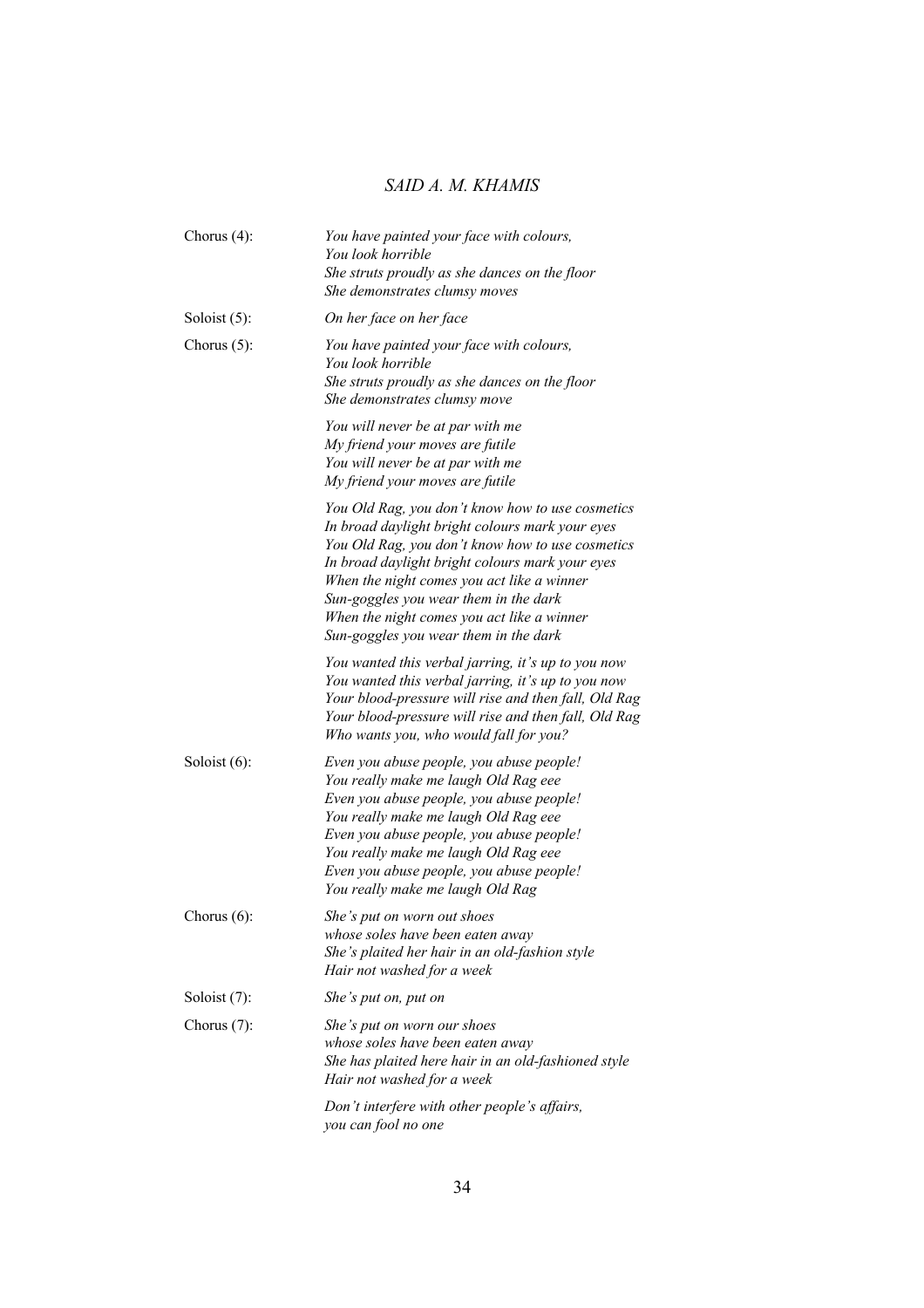Chorus (4): *You have painted your face with colours,*
*You look horrible*
*She struts proudly as she dances on the floor*
*She demonstrates clumsy moves*

Soloist (5): *On her face on her face*

Chorus (5): *You have painted your face with colours,*
*You look horrible*
*She struts proudly as she dances on the floor*
*She demonstrates clumsy move*

*You will never be at par with me*
*My friend your moves are futile*
*You will never be at par with me*
*My friend your moves are futile*

*You Old Rag, you don't know how to use cosmetics*
*In broad daylight bright colours mark your eyes*
*You Old Rag, you don't know how to use cosmetics*
*In broad daylight bright colours mark your eyes*
*When the night comes you act like a winner*
*Sun-goggles you wear them in the dark*
*When the night comes you act like a winner*
*Sun-goggles you wear them in the dark*

*You wanted this verbal jarring, it's up to you now*
*You wanted this verbal jarring, it's up to you now*
*Your blood-pressure will rise and then fall, Old Rag*
*Your blood-pressure will rise and then fall, Old Rag*
*Who wants you, who would fall for you?*

Soloist (6): *Even you abuse people, you abuse people!*
*You really make me laugh Old Rag eee*
*Even you abuse people, you abuse people!*
*You really make me laugh Old Rag eee*
*Even you abuse people, you abuse people!*
*You really make me laugh Old Rag eee*
*Even you abuse people, you abuse people!*
*You really make me laugh Old Rag*

Chorus (6): *She's put on worn out shoes*
*whose soles have been eaten away*
*She's plaited her hair in an old-fashion style*
*Hair not washed for a week*

Soloist (7): *She's put on, put on*

Chorus (7): *She's put on worn our shoes*
*whose soles have been eaten away*
*She has plaited here hair in an old-fashioned style*
*Hair not washed for a week*

*Don't interfere with other people's affairs,*
*you can fool no one*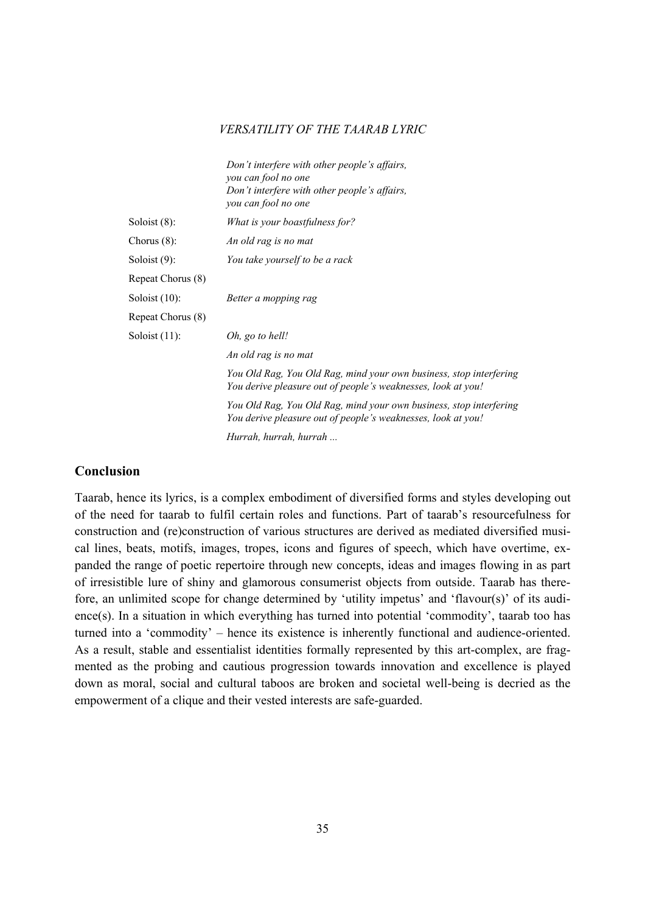*Don't interfere with other people's affairs,*
*you can fool no one*
*Don't interfere with other people's affairs,*
*you can fool no one*

| | |
|---|---|
| Soloist (8): | *What is your boastfulness for?* |
| Chorus (8): | *An old rag is no mat* |
| Soloist (9): | *You take yourself to be a rack* |
| Repeat Chorus (8) | |
| Soloist (10): | *Better a mopping rag* |
| Repeat Chorus (8) | |
| Soloist (11): | *Oh, go to hell!* |
| | *An old rag is no mat* |
| | *You Old Rag, You Old Rag, mind your own business, stop interfering You derive pleasure out of people's weaknesses, look at you!* |
| | *You Old Rag, You Old Rag, mind your own business, stop interfering You derive pleasure out of people's weaknesses, look at you!* |
| | *Hurrah, hurrah, hurrah ...* |

## Conclusion

Taarab, hence its lyrics, is a complex embodiment of diversified forms and styles developing out of the need for taarab to fulfil certain roles and functions. Part of taarab's resourcefulness for construction and (re)construction of various structures are derived as mediated diversified musical lines, beats, motifs, images, tropes, icons and figures of speech, which have overtime, expanded the range of poetic repertoire through new concepts, ideas and images flowing in as part of irresistible lure of shiny and glamorous consumerist objects from outside. Taarab has therefore, an unlimited scope for change determined by 'utility impetus' and 'flavour(s)' of its audience(s). In a situation in which everything has turned into potential 'commodity', taarab too has turned into a 'commodity' – hence its existence is inherently functional and audience-oriented. As a result, stable and essentialist identities formally represented by this art-complex, are fragmented as the probing and cautious progression towards innovation and excellence is played down as moral, social and cultural taboos are broken and societal well-being is decried as the empowerment of a clique and their vested interests are safe-guarded.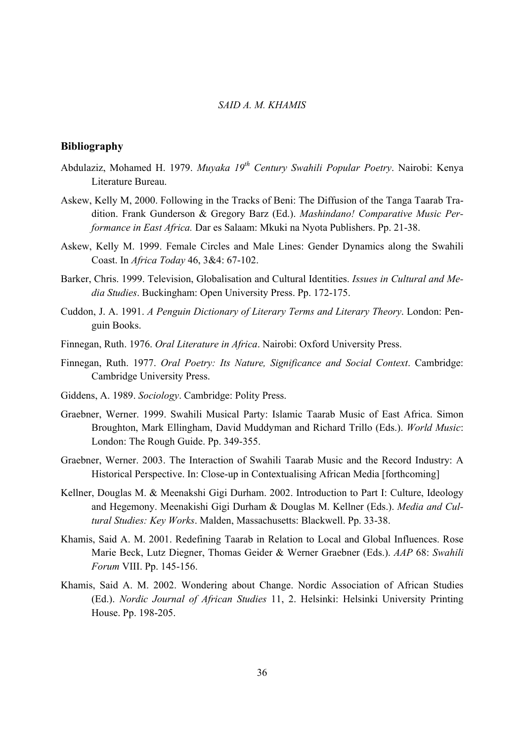## Bibliography

Abdulaziz, Mohamed H. 1979. *Muyaka 19th Century Swahili Popular Poetry*. Nairobi: Kenya Literature Bureau.

Askew, Kelly M, 2000. Following in the Tracks of Beni: The Diffusion of the Tanga Taarab Tradition. Frank Gunderson & Gregory Barz (Ed.). *Mashindano! Comparative Music Performance in East Africa.* Dar es Salaam: Mkuki na Nyota Publishers. Pp. 21-38.

Askew, Kelly M. 1999. Female Circles and Male Lines: Gender Dynamics along the Swahili Coast. In *Africa Today* 46, 3&4: 67-102.

Barker, Chris. 1999. Television, Globalisation and Cultural Identities. *Issues in Cultural and Media Studies*. Buckingham: Open University Press. Pp. 172-175.

Cuddon, J. A. 1991. *A Penguin Dictionary of Literary Terms and Literary Theory*. London: Penguin Books.

Finnegan, Ruth. 1976. *Oral Literature in Africa*. Nairobi: Oxford University Press.

Finnegan, Ruth. 1977. *Oral Poetry: Its Nature, Significance and Social Context*. Cambridge: Cambridge University Press.

Giddens, A. 1989. *Sociology*. Cambridge: Polity Press.

Graebner, Werner. 1999. Swahili Musical Party: Islamic Taarab Music of East Africa. Simon Broughton, Mark Ellingham, David Muddyman and Richard Trillo (Eds.). *World Music*: London: The Rough Guide. Pp. 349-355.

Graebner, Werner. 2003. The Interaction of Swahili Taarab Music and the Record Industry: A Historical Perspective. In: Close-up in Contextualising African Media [forthcoming]

Kellner, Douglas M. & Meenakshi Gigi Durham. 2002. Introduction to Part I: Culture, Ideology and Hegemony. Meenakishi Gigi Durham & Douglas M. Kellner (Eds.). *Media and Cultural Studies: Key Works*. Malden, Massachusetts: Blackwell. Pp. 33-38.

Khamis, Said A. M. 2001. Redefining Taarab in Relation to Local and Global Influences. Rose Marie Beck, Lutz Diegner, Thomas Geider & Werner Graebner (Eds.). *AAP* 68: *Swahili Forum* VIII. Pp. 145-156.

Khamis, Said A. M. 2002. Wondering about Change. Nordic Association of African Studies (Ed.). *Nordic Journal of African Studies* 11, 2. Helsinki: Helsinki University Printing House. Pp. 198-205.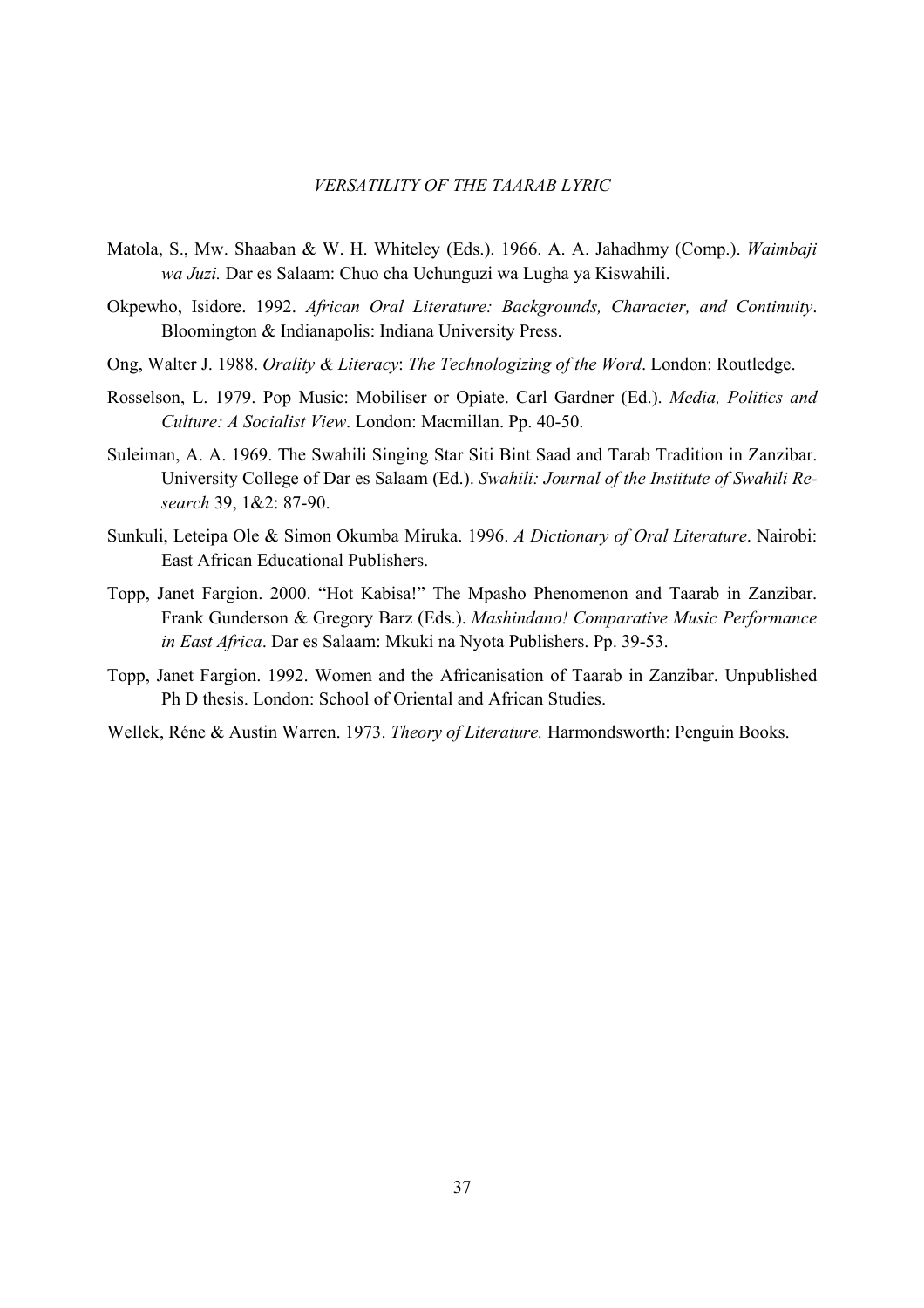Matola, S., Mw. Shaaban & W. H. Whiteley (Eds.). 1966. A. A. Jahadhmy (Comp.). *Waimbaji wa Juzi.* Dar es Salaam: Chuo cha Uchunguzi wa Lugha ya Kiswahili.

Okpewho, Isidore. 1992. *African Oral Literature: Backgrounds, Character, and Continuity*. Bloomington & Indianapolis: Indiana University Press.

Ong, Walter J. 1988. *Orality & Literacy*: *The Technologizing of the Word*. London: Routledge.

Rosselson, L. 1979. Pop Music: Mobiliser or Opiate. Carl Gardner (Ed.). *Media, Politics and Culture: A Socialist View*. London: Macmillan. Pp. 40-50.

Suleiman, A. A. 1969. The Swahili Singing Star Siti Bint Saad and Tarab Tradition in Zanzibar. University College of Dar es Salaam (Ed.). *Swahili: Journal of the Institute of Swahili Research* 39, 1&2: 87-90.

Sunkuli, Leteipa Ole & Simon Okumba Miruka. 1996. *A Dictionary of Oral Literature*. Nairobi: East African Educational Publishers.

Topp, Janet Fargion. 2000. "Hot Kabisa!" The Mpasho Phenomenon and Taarab in Zanzibar. Frank Gunderson & Gregory Barz (Eds.). *Mashindano! Comparative Music Performance in East Africa*. Dar es Salaam: Mkuki na Nyota Publishers. Pp. 39-53.

Topp, Janet Fargion. 1992. Women and the Africanisation of Taarab in Zanzibar. Unpublished Ph D thesis. London: School of Oriental and African Studies.

Wellek, Réne & Austin Warren. 1973. *Theory of Literature.* Harmondsworth: Penguin Books.